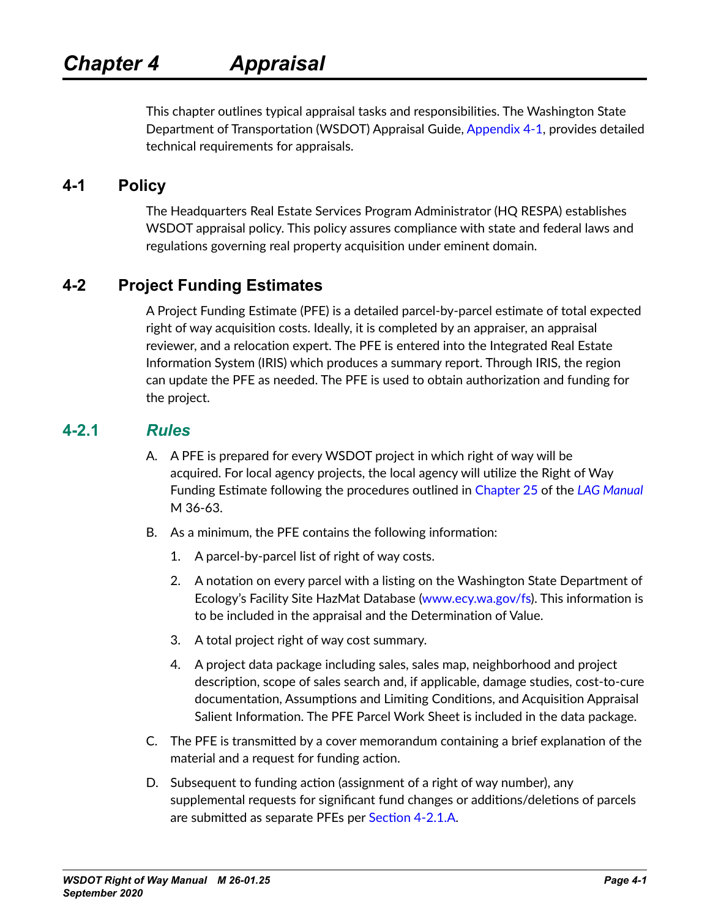# Chapter 4 Appraisal

This chapter outlines typical appraisal tasks and responsibilities. The Washington State Department of Transportation (WSDOT) Appraisal Guide, Appendix 4-1, provides detailed technical requirements for appraisals.

## 4-1 Policy

The Headquarters Real Estate Services Program Administrator (HQ RESPA) establishes WSDOT appraisal policy. This policy assures compliance with state and federal laws and regulations governing real property acquisition under eminent domain.

## 4-2 Project Funding Estimates

A Project Funding Estimate (PFE) is a detailed parcel-by-parcel estimate of total expected right of way acquisition costs. Ideally, it is completed by an appraiser, an appraisal reviewer, and a relocation expert. The PFE is entered into the Integrated Real Estate Information System (IRIS) which produces a summary report. Through IRIS, the region can update the PFE as needed. The PFE is used to obtain authorization and funding for the project.

### 4-2.1 *Rules*

A. A PFE is prepared for every WSDOT project in which right of way will be acquired. For local agency projects, the local agency will utilize the Right of Way Funding Estimate following the procedures outlined in Chapter 25 of the *LAG Manual* M 36-63.

B. As a minimum, the PFE contains the following information:

   1. A parcel-by-parcel list of right of way costs.

   2. A notation on every parcel with a listing on the Washington State Department of Ecology's Facility Site HazMat Database (www.ecy.wa.gov/fs). This information is to be included in the appraisal and the Determination of Value.

   3. A total project right of way cost summary.

   4. A project data package including sales, sales map, neighborhood and project description, scope of sales search and, if applicable, damage studies, cost-to-cure documentation, Assumptions and Limiting Conditions, and Acquisition Appraisal Salient Information. The PFE Parcel Work Sheet is included in the data package.

C. The PFE is transmitted by a cover memorandum containing a brief explanation of the material and a request for funding action.

D. Subsequent to funding action (assignment of a right of way number), any supplemental requests for significant fund changes or additions/deletions of parcels are submitted as separate PFEs per Section 4-2.1.A.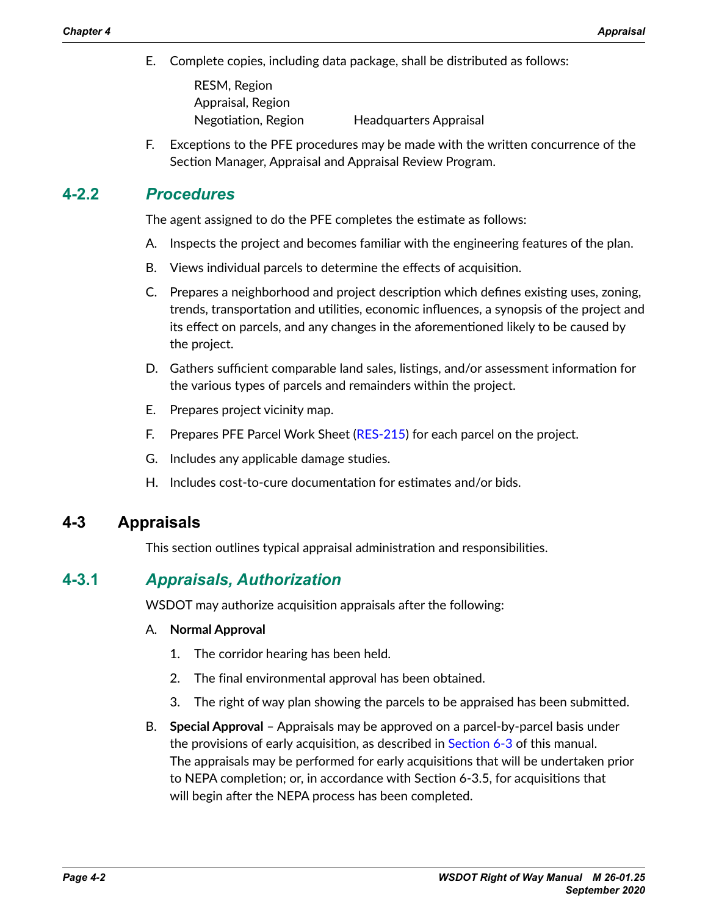E. Complete copies, including data package, shall be distributed as follows:

   RESM, Region
   Appraisal, Region
   Negotiation, Region    Headquarters Appraisal

F. Exceptions to the PFE procedures may be made with the written concurrence of the Section Manager, Appraisal and Appraisal Review Program.

### 4-2.2 *Procedures*

The agent assigned to do the PFE completes the estimate as follows:

A. Inspects the project and becomes familiar with the engineering features of the plan.

B. Views individual parcels to determine the effects of acquisition.

C. Prepares a neighborhood and project description which defines existing uses, zoning, trends, transportation and utilities, economic influences, a synopsis of the project and its effect on parcels, and any changes in the aforementioned likely to be caused by the project.

D. Gathers sufficient comparable land sales, listings, and/or assessment information for the various types of parcels and remainders within the project.

E. Prepares project vicinity map.

F. Prepares PFE Parcel Work Sheet (RES-215) for each parcel on the project.

G. Includes any applicable damage studies.

H. Includes cost-to-cure documentation for estimates and/or bids.

## 4-3 Appraisals

This section outlines typical appraisal administration and responsibilities.

### 4-3.1 *Appraisals, Authorization*

WSDOT may authorize acquisition appraisals after the following:

A. **Normal Approval**

   1. The corridor hearing has been held.

   2. The final environmental approval has been obtained.

   3. The right of way plan showing the parcels to be appraised has been submitted.

B. **Special Approval** – Appraisals may be approved on a parcel-by-parcel basis under the provisions of early acquisition, as described in Section 6-3 of this manual. The appraisals may be performed for early acquisitions that will be undertaken prior to NEPA completion; or, in accordance with Section 6-3.5, for acquisitions that will begin after the NEPA process has been completed.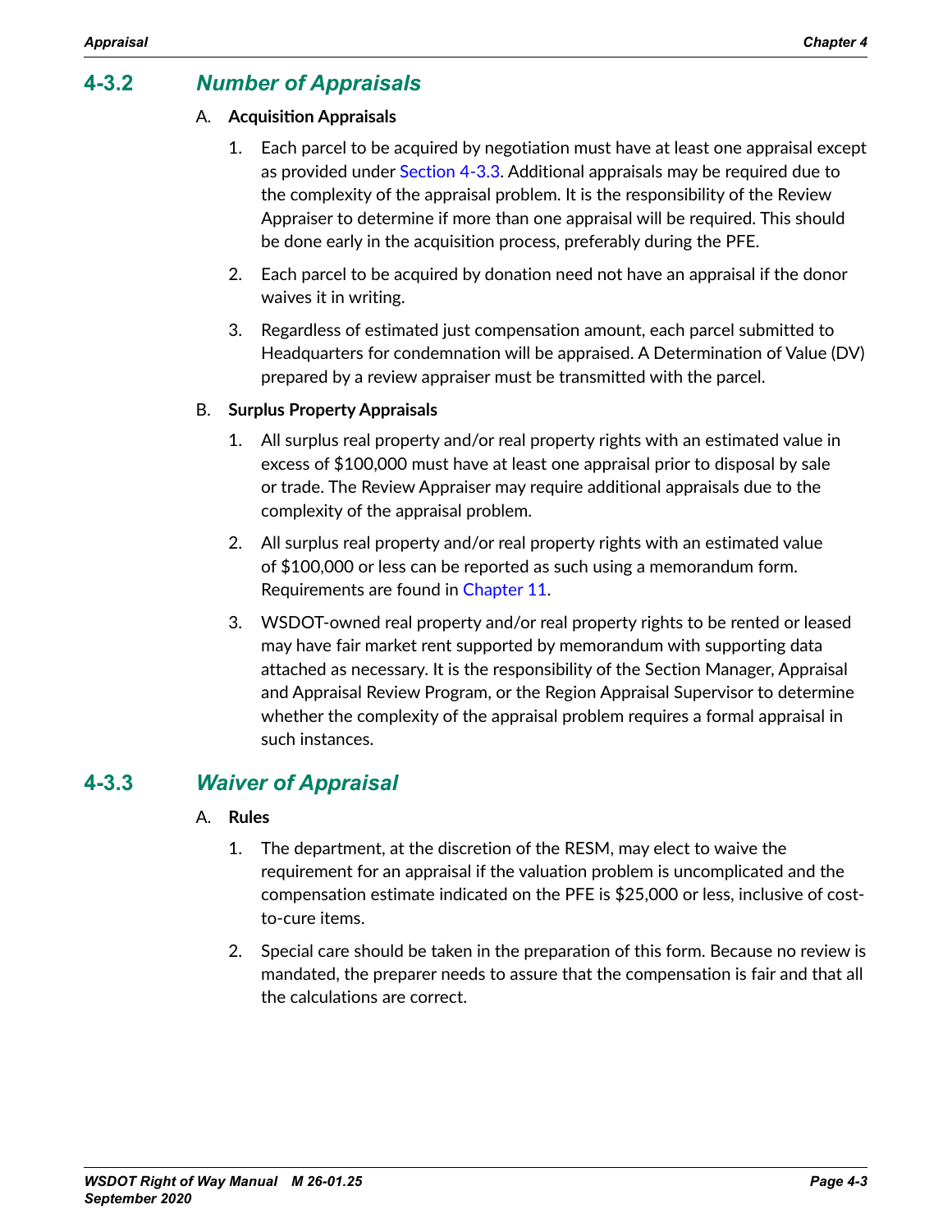## 4-3.2 *Number of Appraisals*

A. **Acquisition Appraisals**

1. Each parcel to be acquired by negotiation must have at least one appraisal except as provided under Section 4-3.3. Additional appraisals may be required due to the complexity of the appraisal problem. It is the responsibility of the Review Appraiser to determine if more than one appraisal will be required. This should be done early in the acquisition process, preferably during the PFE.

2. Each parcel to be acquired by donation need not have an appraisal if the donor waives it in writing.

3. Regardless of estimated just compensation amount, each parcel submitted to Headquarters for condemnation will be appraised. A Determination of Value (DV) prepared by a review appraiser must be transmitted with the parcel.

B. **Surplus Property Appraisals**

1. All surplus real property and/or real property rights with an estimated value in excess of $100,000 must have at least one appraisal prior to disposal by sale or trade. The Review Appraiser may require additional appraisals due to the complexity of the appraisal problem.

2. All surplus real property and/or real property rights with an estimated value of $100,000 or less can be reported as such using a memorandum form. Requirements are found in Chapter 11.

3. WSDOT-owned real property and/or real property rights to be rented or leased may have fair market rent supported by memorandum with supporting data attached as necessary. It is the responsibility of the Section Manager, Appraisal and Appraisal Review Program, or the Region Appraisal Supervisor to determine whether the complexity of the appraisal problem requires a formal appraisal in such instances.

## 4-3.3 *Waiver of Appraisal*

A. **Rules**

1. The department, at the discretion of the RESM, may elect to waive the requirement for an appraisal if the valuation problem is uncomplicated and the compensation estimate indicated on the PFE is $25,000 or less, inclusive of cost-to-cure items.

2. Special care should be taken in the preparation of this form. Because no review is mandated, the preparer needs to assure that the compensation is fair and that all the calculations are correct.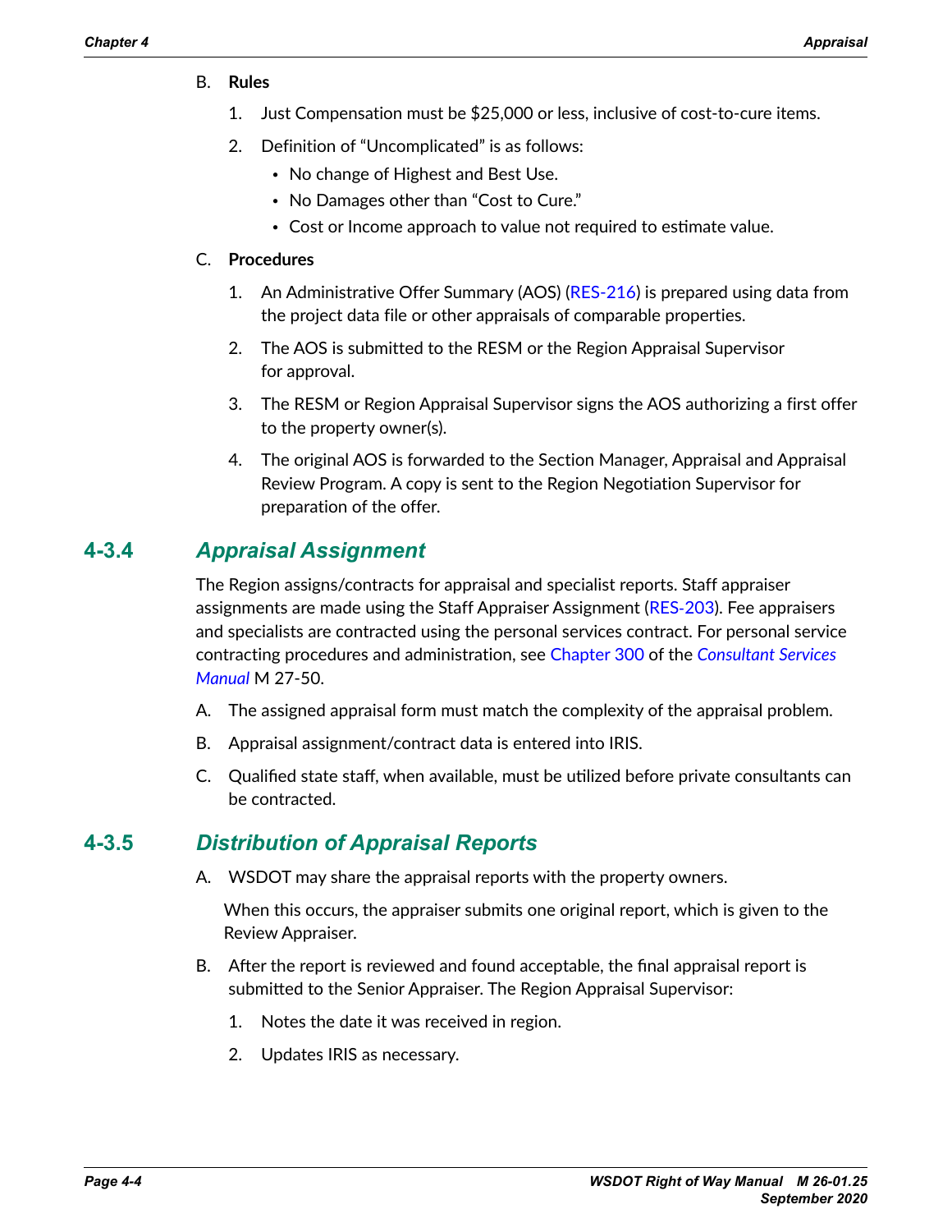B. **Rules**

1. Just Compensation must be $25,000 or less, inclusive of cost-to-cure items.
2. Definition of "Uncomplicated" is as follows:
   - No change of Highest and Best Use.
   - No Damages other than "Cost to Cure."
   - Cost or Income approach to value not required to estimate value.

C. **Procedures**

1. An Administrative Offer Summary (AOS) (RES-216) is prepared using data from the project data file or other appraisals of comparable properties.
2. The AOS is submitted to the RESM or the Region Appraisal Supervisor for approval.
3. The RESM or Region Appraisal Supervisor signs the AOS authorizing a first offer to the property owner(s).
4. The original AOS is forwarded to the Section Manager, Appraisal and Appraisal Review Program. A copy is sent to the Region Negotiation Supervisor for preparation of the offer.

## 4-3.4 *Appraisal Assignment*

The Region assigns/contracts for appraisal and specialist reports. Staff appraiser assignments are made using the Staff Appraiser Assignment (RES-203). Fee appraisers and specialists are contracted using the personal services contract. For personal service contracting procedures and administration, see Chapter 300 of the *Consultant Services Manual* M 27-50.

A. The assigned appraisal form must match the complexity of the appraisal problem.

B. Appraisal assignment/contract data is entered into IRIS.

C. Qualified state staff, when available, must be utilized before private consultants can be contracted.

## 4-3.5 *Distribution of Appraisal Reports*

A. WSDOT may share the appraisal reports with the property owners.

When this occurs, the appraiser submits one original report, which is given to the Review Appraiser.

B. After the report is reviewed and found acceptable, the final appraisal report is submitted to the Senior Appraiser. The Region Appraisal Supervisor:

1. Notes the date it was received in region.
2. Updates IRIS as necessary.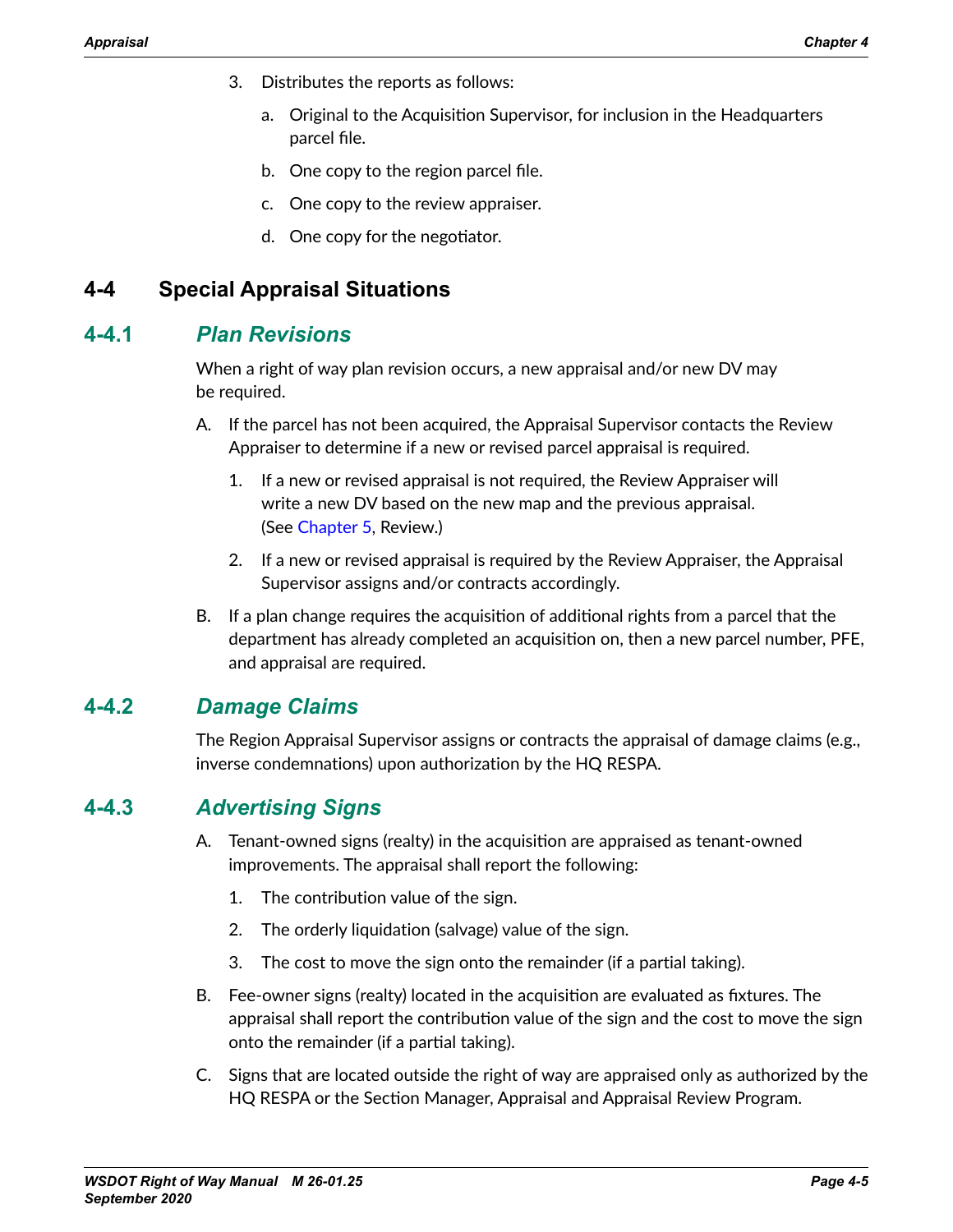3. Distributes the reports as follows:

   a. Original to the Acquisition Supervisor, for inclusion in the Headquarters parcel file.

   b. One copy to the region parcel file.

   c. One copy to the review appraiser.

   d. One copy for the negotiator.

# 4-4 Special Appraisal Situations

## 4-4.1 *Plan Revisions*

When a right of way plan revision occurs, a new appraisal and/or new DV may be required.

A. If the parcel has not been acquired, the Appraisal Supervisor contacts the Review Appraiser to determine if a new or revised parcel appraisal is required.

   1. If a new or revised appraisal is not required, the Review Appraiser will write a new DV based on the new map and the previous appraisal. (See Chapter 5, Review.)

   2. If a new or revised appraisal is required by the Review Appraiser, the Appraisal Supervisor assigns and/or contracts accordingly.

B. If a plan change requires the acquisition of additional rights from a parcel that the department has already completed an acquisition on, then a new parcel number, PFE, and appraisal are required.

## 4-4.2 *Damage Claims*

The Region Appraisal Supervisor assigns or contracts the appraisal of damage claims (e.g., inverse condemnations) upon authorization by the HQ RESPA.

## 4-4.3 *Advertising Signs*

A. Tenant-owned signs (realty) in the acquisition are appraised as tenant-owned improvements. The appraisal shall report the following:

   1. The contribution value of the sign.

   2. The orderly liquidation (salvage) value of the sign.

   3. The cost to move the sign onto the remainder (if a partial taking).

B. Fee-owner signs (realty) located in the acquisition are evaluated as fixtures. The appraisal shall report the contribution value of the sign and the cost to move the sign onto the remainder (if a partial taking).

C. Signs that are located outside the right of way are appraised only as authorized by the HQ RESPA or the Section Manager, Appraisal and Appraisal Review Program.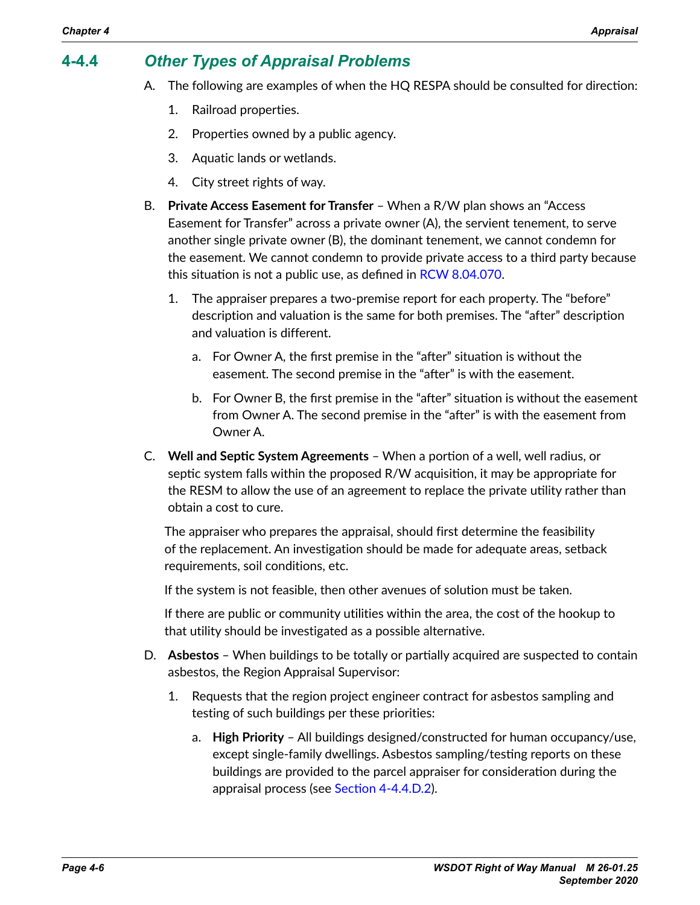## 4-4.4 *Other Types of Appraisal Problems*

A. The following are examples of when the HQ RESPA should be consulted for direction:

   1. Railroad properties.

   2. Properties owned by a public agency.

   3. Aquatic lands or wetlands.

   4. City street rights of way.

B. **Private Access Easement for Transfer** – When a R/W plan shows an "Access Easement for Transfer" across a private owner (A), the servient tenement, to serve another single private owner (B), the dominant tenement, we cannot condemn for the easement. We cannot condemn to provide private access to a third party because this situation is not a public use, as defined in RCW 8.04.070.

   1. The appraiser prepares a two-premise report for each property. The "before" description and valuation is the same for both premises. The "after" description and valuation is different.

      a. For Owner A, the first premise in the "after" situation is without the easement. The second premise in the "after" is with the easement.

      b. For Owner B, the first premise in the "after" situation is without the easement from Owner A. The second premise in the "after" is with the easement from Owner A.

C. **Well and Septic System Agreements** – When a portion of a well, well radius, or septic system falls within the proposed R/W acquisition, it may be appropriate for the RESM to allow the use of an agreement to replace the private utility rather than obtain a cost to cure.

   The appraiser who prepares the appraisal, should first determine the feasibility of the replacement. An investigation should be made for adequate areas, setback requirements, soil conditions, etc.

   If the system is not feasible, then other avenues of solution must be taken.

   If there are public or community utilities within the area, the cost of the hookup to that utility should be investigated as a possible alternative.

D. **Asbestos** – When buildings to be totally or partially acquired are suspected to contain asbestos, the Region Appraisal Supervisor:

   1. Requests that the region project engineer contract for asbestos sampling and testing of such buildings per these priorities:

      a. **High Priority** – All buildings designed/constructed for human occupancy/use, except single-family dwellings. Asbestos sampling/testing reports on these buildings are provided to the parcel appraiser for consideration during the appraisal process (see Section 4-4.4.D.2).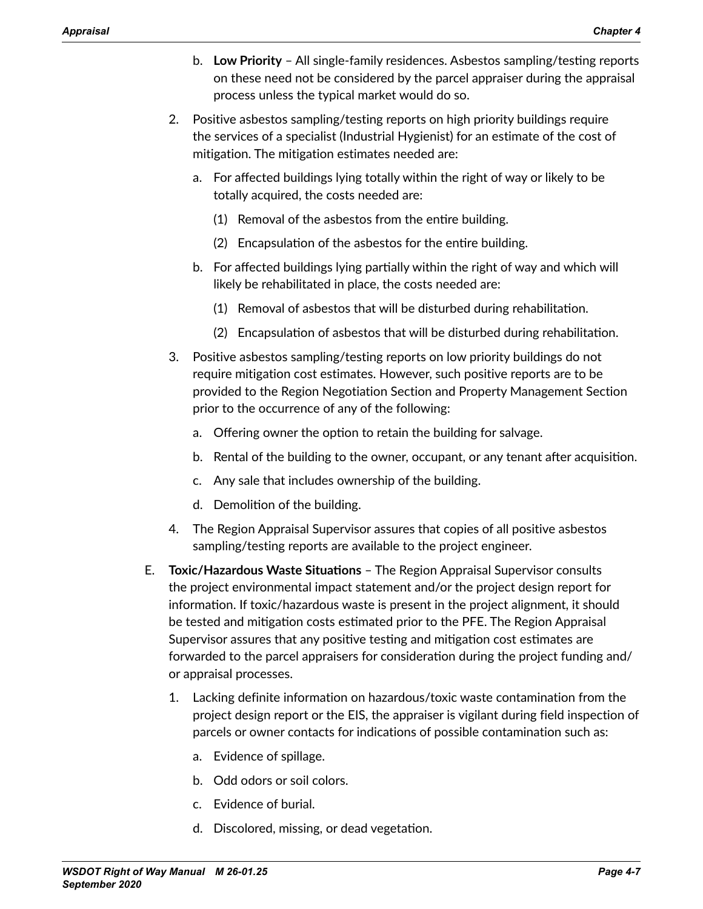b. **Low Priority** – All single-family residences. Asbestos sampling/testing reports on these need not be considered by the parcel appraiser during the appraisal process unless the typical market would do so.

2. Positive asbestos sampling/testing reports on high priority buildings require the services of a specialist (Industrial Hygienist) for an estimate of the cost of mitigation. The mitigation estimates needed are:

   a. For affected buildings lying totally within the right of way or likely to be totally acquired, the costs needed are:

      (1) Removal of the asbestos from the entire building.

      (2) Encapsulation of the asbestos for the entire building.

   b. For affected buildings lying partially within the right of way and which will likely be rehabilitated in place, the costs needed are:

      (1) Removal of asbestos that will be disturbed during rehabilitation.

      (2) Encapsulation of asbestos that will be disturbed during rehabilitation.

3. Positive asbestos sampling/testing reports on low priority buildings do not require mitigation cost estimates. However, such positive reports are to be provided to the Region Negotiation Section and Property Management Section prior to the occurrence of any of the following:

   a. Offering owner the option to retain the building for salvage.

   b. Rental of the building to the owner, occupant, or any tenant after acquisition.

   c. Any sale that includes ownership of the building.

   d. Demolition of the building.

4. The Region Appraisal Supervisor assures that copies of all positive asbestos sampling/testing reports are available to the project engineer.

E. **Toxic/Hazardous Waste Situations** – The Region Appraisal Supervisor consults the project environmental impact statement and/or the project design report for information. If toxic/hazardous waste is present in the project alignment, it should be tested and mitigation costs estimated prior to the PFE. The Region Appraisal Supervisor assures that any positive testing and mitigation cost estimates are forwarded to the parcel appraisers for consideration during the project funding and/or appraisal processes.

   1. Lacking definite information on hazardous/toxic waste contamination from the project design report or the EIS, the appraiser is vigilant during field inspection of parcels or owner contacts for indications of possible contamination such as:

      a. Evidence of spillage.

      b. Odd odors or soil colors.

      c. Evidence of burial.

      d. Discolored, missing, or dead vegetation.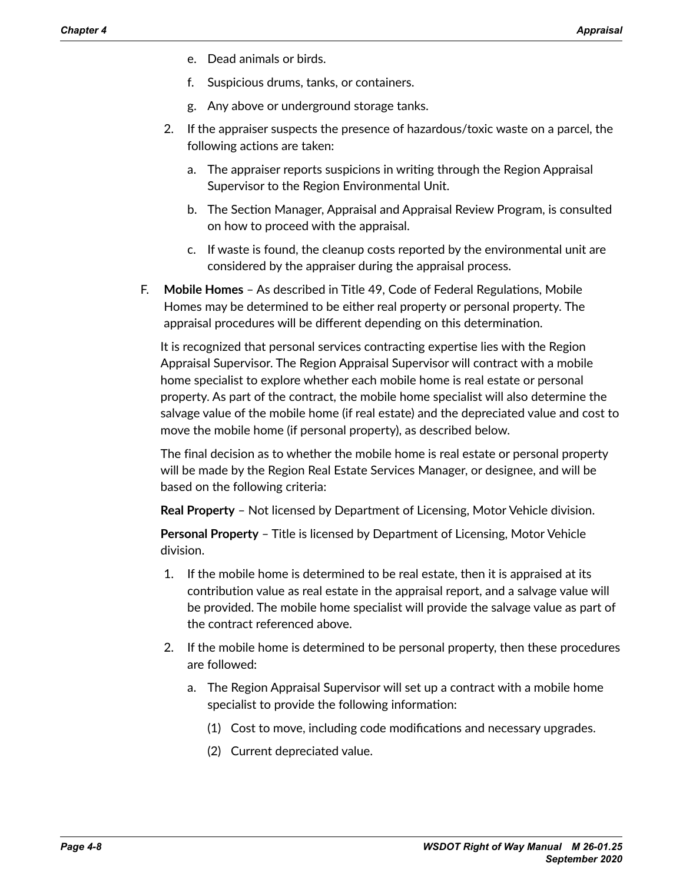e. Dead animals or birds.

   f. Suspicious drums, tanks, or containers.

   g. Any above or underground storage tanks.

2. If the appraiser suspects the presence of hazardous/toxic waste on a parcel, the following actions are taken:

   a. The appraiser reports suspicions in writing through the Region Appraisal Supervisor to the Region Environmental Unit.

   b. The Section Manager, Appraisal and Appraisal Review Program, is consulted on how to proceed with the appraisal.

   c. If waste is found, the cleanup costs reported by the environmental unit are considered by the appraiser during the appraisal process.

F. **Mobile Homes** – As described in Title 49, Code of Federal Regulations, Mobile Homes may be determined to be either real property or personal property. The appraisal procedures will be different depending on this determination.

It is recognized that personal services contracting expertise lies with the Region Appraisal Supervisor. The Region Appraisal Supervisor will contract with a mobile home specialist to explore whether each mobile home is real estate or personal property. As part of the contract, the mobile home specialist will also determine the salvage value of the mobile home (if real estate) and the depreciated value and cost to move the mobile home (if personal property), as described below.

The final decision as to whether the mobile home is real estate or personal property will be made by the Region Real Estate Services Manager, or designee, and will be based on the following criteria:

**Real Property** – Not licensed by Department of Licensing, Motor Vehicle division.

**Personal Property** – Title is licensed by Department of Licensing, Motor Vehicle division.

1. If the mobile home is determined to be real estate, then it is appraised at its contribution value as real estate in the appraisal report, and a salvage value will be provided. The mobile home specialist will provide the salvage value as part of the contract referenced above.

2. If the mobile home is determined to be personal property, then these procedures are followed:

   a. The Region Appraisal Supervisor will set up a contract with a mobile home specialist to provide the following information:

      (1) Cost to move, including code modifications and necessary upgrades.

      (2) Current depreciated value.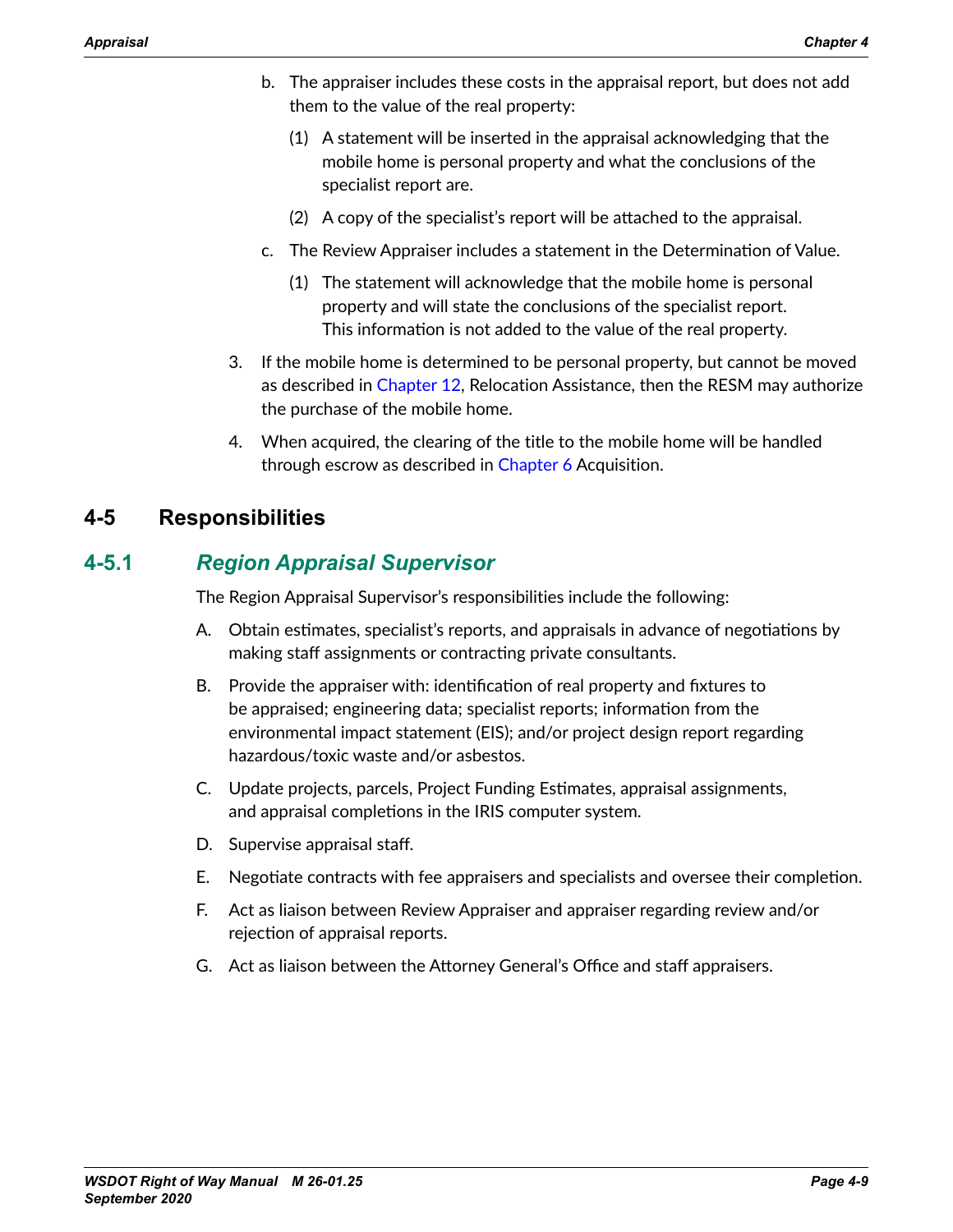b. The appraiser includes these costs in the appraisal report, but does not add them to the value of the real property:

   (1) A statement will be inserted in the appraisal acknowledging that the mobile home is personal property and what the conclusions of the specialist report are.

   (2) A copy of the specialist's report will be attached to the appraisal.

c. The Review Appraiser includes a statement in the Determination of Value.

   (1) The statement will acknowledge that the mobile home is personal property and will state the conclusions of the specialist report. This information is not added to the value of the real property.

3. If the mobile home is determined to be personal property, but cannot be moved as described in Chapter 12, Relocation Assistance, then the RESM may authorize the purchase of the mobile home.

4. When acquired, the clearing of the title to the mobile home will be handled through escrow as described in Chapter 6 Acquisition.

## 4-5 Responsibilities

### 4-5.1 *Region Appraisal Supervisor*

The Region Appraisal Supervisor's responsibilities include the following:

A. Obtain estimates, specialist's reports, and appraisals in advance of negotiations by making staff assignments or contracting private consultants.

B. Provide the appraiser with: identification of real property and fixtures to be appraised; engineering data; specialist reports; information from the environmental impact statement (EIS); and/or project design report regarding hazardous/toxic waste and/or asbestos.

C. Update projects, parcels, Project Funding Estimates, appraisal assignments, and appraisal completions in the IRIS computer system.

D. Supervise appraisal staff.

E. Negotiate contracts with fee appraisers and specialists and oversee their completion.

F. Act as liaison between Review Appraiser and appraiser regarding review and/or rejection of appraisal reports.

G. Act as liaison between the Attorney General's Office and staff appraisers.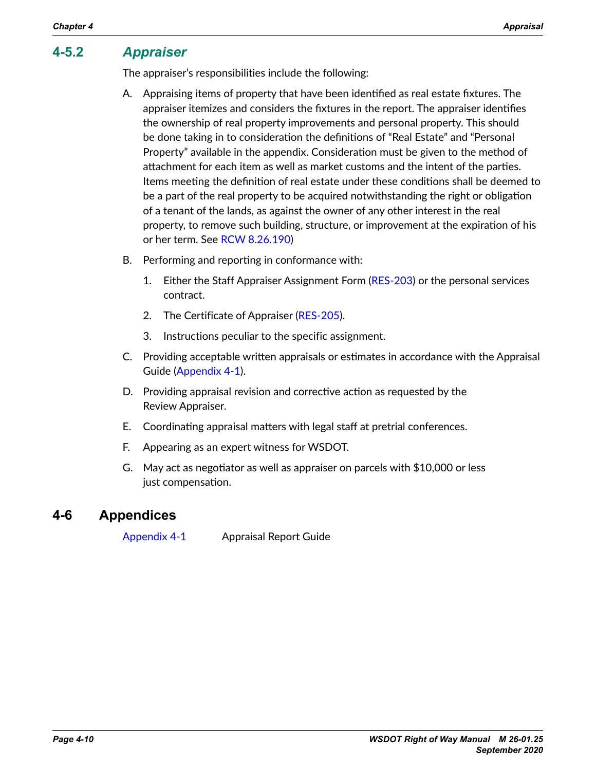### 4-5.2 *Appraiser*

The appraiser's responsibilities include the following:

A. Appraising items of property that have been identified as real estate fixtures. The appraiser itemizes and considers the fixtures in the report. The appraiser identifies the ownership of real property improvements and personal property. This should be done taking in to consideration the definitions of "Real Estate" and "Personal Property" available in the appendix. Consideration must be given to the method of attachment for each item as well as market customs and the intent of the parties. Items meeting the definition of real estate under these conditions shall be deemed to be a part of the real property to be acquired notwithstanding the right or obligation of a tenant of the lands, as against the owner of any other interest in the real property, to remove such building, structure, or improvement at the expiration of his or her term. See RCW 8.26.190)

B. Performing and reporting in conformance with:

   1. Either the Staff Appraiser Assignment Form (RES-203) or the personal services contract.

   2. The Certificate of Appraiser (RES-205).

   3. Instructions peculiar to the specific assignment.

C. Providing acceptable written appraisals or estimates in accordance with the Appraisal Guide (Appendix 4-1).

D. Providing appraisal revision and corrective action as requested by the Review Appraiser.

E. Coordinating appraisal matters with legal staff at pretrial conferences.

F. Appearing as an expert witness for WSDOT.

G. May act as negotiator as well as appraiser on parcels with $10,000 or less just compensation.

## 4-6 Appendices

Appendix 4-1 Appraisal Report Guide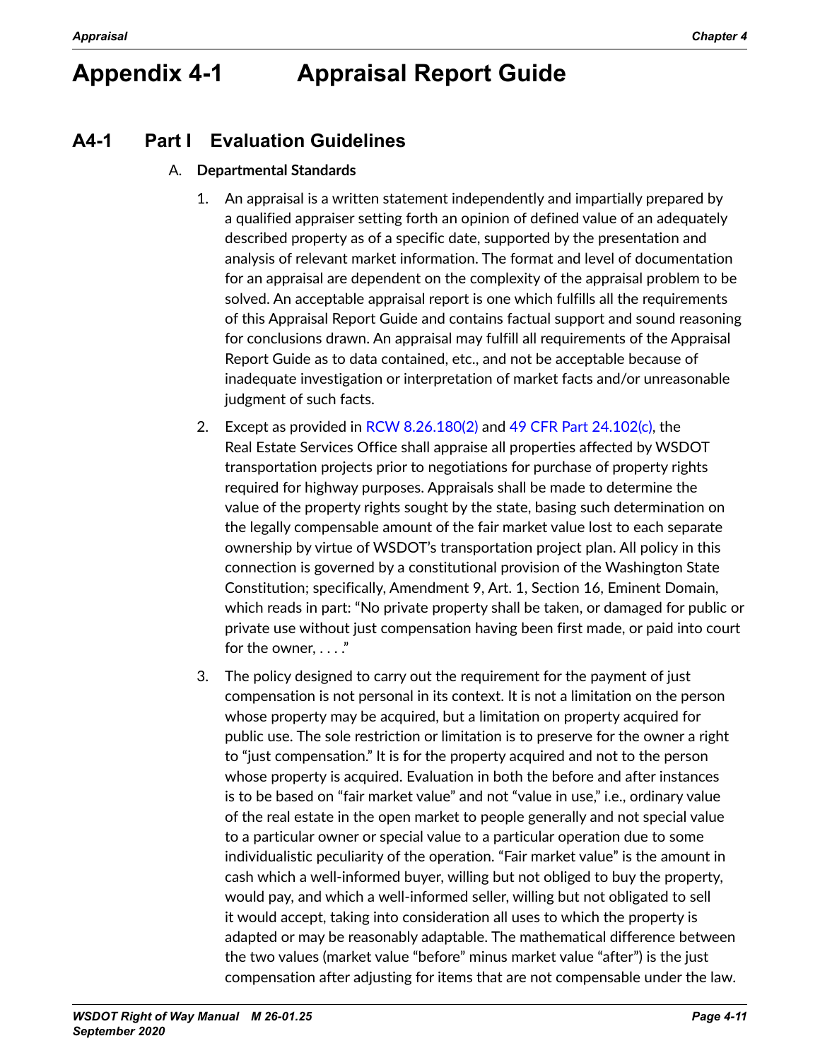# Appendix 4-1 Appraisal Report Guide

## A4-1 Part I Evaluation Guidelines

A. **Departmental Standards**

1. An appraisal is a written statement independently and impartially prepared by a qualified appraiser setting forth an opinion of defined value of an adequately described property as of a specific date, supported by the presentation and analysis of relevant market information. The format and level of documentation for an appraisal are dependent on the complexity of the appraisal problem to be solved. An acceptable appraisal report is one which fulfills all the requirements of this Appraisal Report Guide and contains factual support and sound reasoning for conclusions drawn. An appraisal may fulfill all requirements of the Appraisal Report Guide as to data contained, etc., and not be acceptable because of inadequate investigation or interpretation of market facts and/or unreasonable judgment of such facts.

2. Except as provided in RCW 8.26.180(2) and 49 CFR Part 24.102(c), the Real Estate Services Office shall appraise all properties affected by WSDOT transportation projects prior to negotiations for purchase of property rights required for highway purposes. Appraisals shall be made to determine the value of the property rights sought by the state, basing such determination on the legally compensable amount of the fair market value lost to each separate ownership by virtue of WSDOT's transportation project plan. All policy in this connection is governed by a constitutional provision of the Washington State Constitution; specifically, Amendment 9, Art. 1, Section 16, Eminent Domain, which reads in part: "No private property shall be taken, or damaged for public or private use without just compensation having been first made, or paid into court for the owner, . . . ."

3. The policy designed to carry out the requirement for the payment of just compensation is not personal in its context. It is not a limitation on the person whose property may be acquired, but a limitation on property acquired for public use. The sole restriction or limitation is to preserve for the owner a right to "just compensation." It is for the property acquired and not to the person whose property is acquired. Evaluation in both the before and after instances is to be based on "fair market value" and not "value in use," i.e., ordinary value of the real estate in the open market to people generally and not special value to a particular owner or special value to a particular operation due to some individualistic peculiarity of the operation. "Fair market value" is the amount in cash which a well-informed buyer, willing but not obliged to buy the property, would pay, and which a well-informed seller, willing but not obligated to sell it would accept, taking into consideration all uses to which the property is adapted or may be reasonably adaptable. The mathematical difference between the two values (market value "before" minus market value "after") is the just compensation after adjusting for items that are not compensable under the law.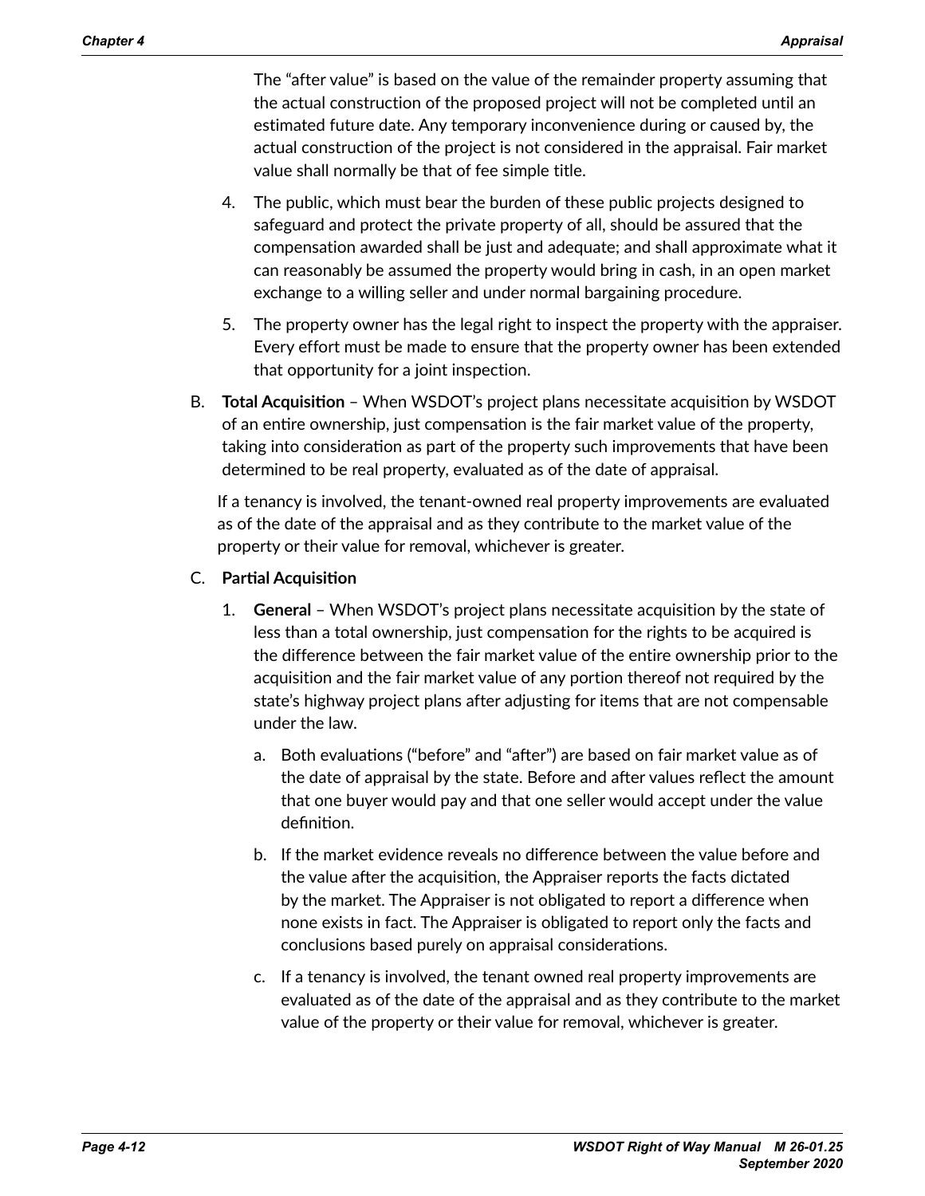The "after value" is based on the value of the remainder property assuming that the actual construction of the proposed project will not be completed until an estimated future date. Any temporary inconvenience during or caused by, the actual construction of the project is not considered in the appraisal. Fair market value shall normally be that of fee simple title.

4. The public, which must bear the burden of these public projects designed to safeguard and protect the private property of all, should be assured that the compensation awarded shall be just and adequate; and shall approximate what it can reasonably be assumed the property would bring in cash, in an open market exchange to a willing seller and under normal bargaining procedure.

5. The property owner has the legal right to inspect the property with the appraiser. Every effort must be made to ensure that the property owner has been extended that opportunity for a joint inspection.

B. **Total Acquisition** – When WSDOT's project plans necessitate acquisition by WSDOT of an entire ownership, just compensation is the fair market value of the property, taking into consideration as part of the property such improvements that have been determined to be real property, evaluated as of the date of appraisal.

If a tenancy is involved, the tenant-owned real property improvements are evaluated as of the date of the appraisal and as they contribute to the market value of the property or their value for removal, whichever is greater.

C. **Partial Acquisition**

1. **General** – When WSDOT's project plans necessitate acquisition by the state of less than a total ownership, just compensation for the rights to be acquired is the difference between the fair market value of the entire ownership prior to the acquisition and the fair market value of any portion thereof not required by the state's highway project plans after adjusting for items that are not compensable under the law.

   a. Both evaluations ("before" and "after") are based on fair market value as of the date of appraisal by the state. Before and after values reflect the amount that one buyer would pay and that one seller would accept under the value definition.

   b. If the market evidence reveals no difference between the value before and the value after the acquisition, the Appraiser reports the facts dictated by the market. The Appraiser is not obligated to report a difference when none exists in fact. The Appraiser is obligated to report only the facts and conclusions based purely on appraisal considerations.

   c. If a tenancy is involved, the tenant owned real property improvements are evaluated as of the date of the appraisal and as they contribute to the market value of the property or their value for removal, whichever is greater.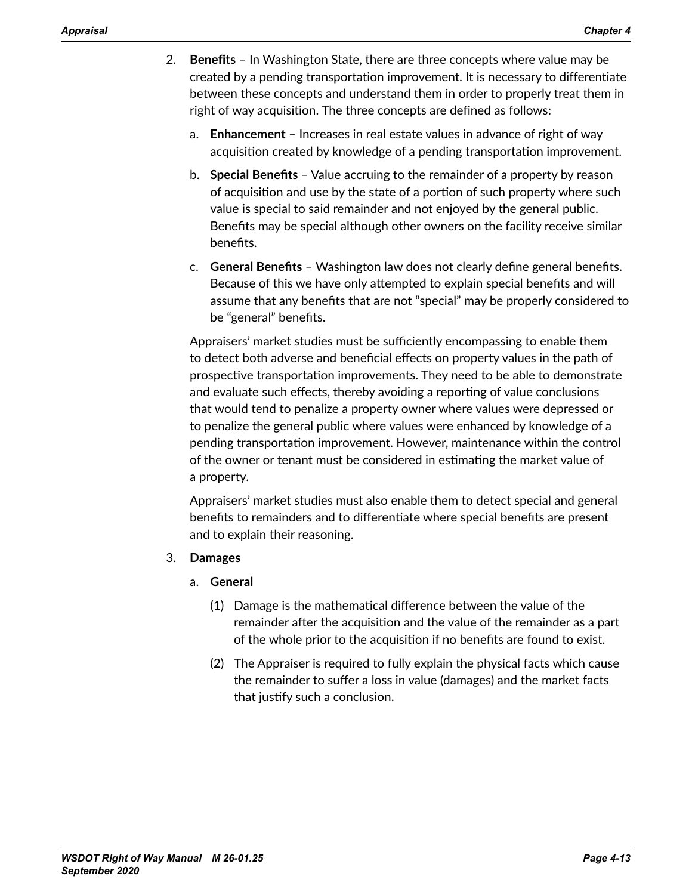2. **Benefits** – In Washington State, there are three concepts where value may be created by a pending transportation improvement. It is necessary to differentiate between these concepts and understand them in order to properly treat them in right of way acquisition. The three concepts are defined as follows:

   a. **Enhancement** – Increases in real estate values in advance of right of way acquisition created by knowledge of a pending transportation improvement.

   b. **Special Benefits** – Value accruing to the remainder of a property by reason of acquisition and use by the state of a portion of such property where such value is special to said remainder and not enjoyed by the general public. Benefits may be special although other owners on the facility receive similar benefits.

   c. **General Benefits** – Washington law does not clearly define general benefits. Because of this we have only attempted to explain special benefits and will assume that any benefits that are not "special" may be properly considered to be "general" benefits.

   Appraisers' market studies must be sufficiently encompassing to enable them to detect both adverse and beneficial effects on property values in the path of prospective transportation improvements. They need to be able to demonstrate and evaluate such effects, thereby avoiding a reporting of value conclusions that would tend to penalize a property owner where values were depressed or to penalize the general public where values were enhanced by knowledge of a pending transportation improvement. However, maintenance within the control of the owner or tenant must be considered in estimating the market value of a property.

   Appraisers' market studies must also enable them to detect special and general benefits to remainders and to differentiate where special benefits are present and to explain their reasoning.

3. **Damages**

   a. **General**

      (1) Damage is the mathematical difference between the value of the remainder after the acquisition and the value of the remainder as a part of the whole prior to the acquisition if no benefits are found to exist.

      (2) The Appraiser is required to fully explain the physical facts which cause the remainder to suffer a loss in value (damages) and the market facts that justify such a conclusion.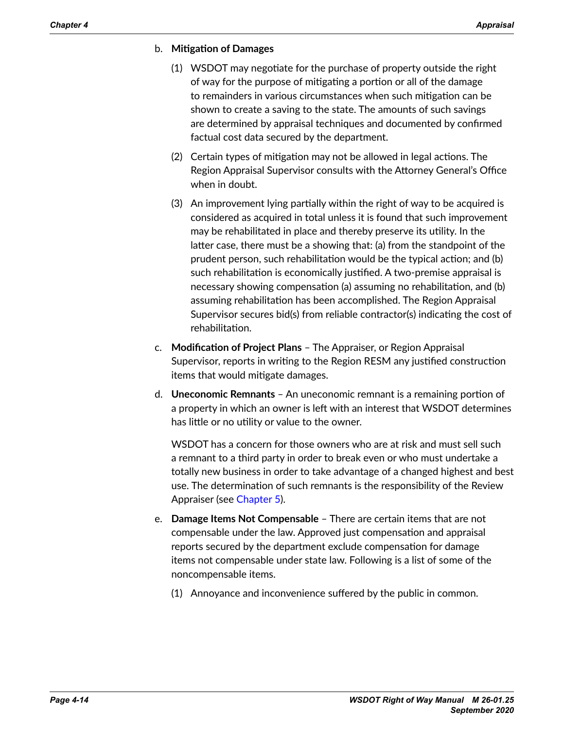b. **Mitigation of Damages**

   (1) WSDOT may negotiate for the purchase of property outside the right of way for the purpose of mitigating a portion or all of the damage to remainders in various circumstances when such mitigation can be shown to create a saving to the state. The amounts of such savings are determined by appraisal techniques and documented by confirmed factual cost data secured by the department.

   (2) Certain types of mitigation may not be allowed in legal actions. The Region Appraisal Supervisor consults with the Attorney General's Office when in doubt.

   (3) An improvement lying partially within the right of way to be acquired is considered as acquired in total unless it is found that such improvement may be rehabilitated in place and thereby preserve its utility. In the latter case, there must be a showing that: (a) from the standpoint of the prudent person, such rehabilitation would be the typical action; and (b) such rehabilitation is economically justified. A two-premise appraisal is necessary showing compensation (a) assuming no rehabilitation, and (b) assuming rehabilitation has been accomplished. The Region Appraisal Supervisor secures bid(s) from reliable contractor(s) indicating the cost of rehabilitation.

c. **Modification of Project Plans** – The Appraiser, or Region Appraisal Supervisor, reports in writing to the Region RESM any justified construction items that would mitigate damages.

d. **Uneconomic Remnants** – An uneconomic remnant is a remaining portion of a property in which an owner is left with an interest that WSDOT determines has little or no utility or value to the owner.

   WSDOT has a concern for those owners who are at risk and must sell such a remnant to a third party in order to break even or who must undertake a totally new business in order to take advantage of a changed highest and best use. The determination of such remnants is the responsibility of the Review Appraiser (see Chapter 5).

e. **Damage Items Not Compensable** – There are certain items that are not compensable under the law. Approved just compensation and appraisal reports secured by the department exclude compensation for damage items not compensable under state law. Following is a list of some of the noncompensable items.

   (1) Annoyance and inconvenience suffered by the public in common.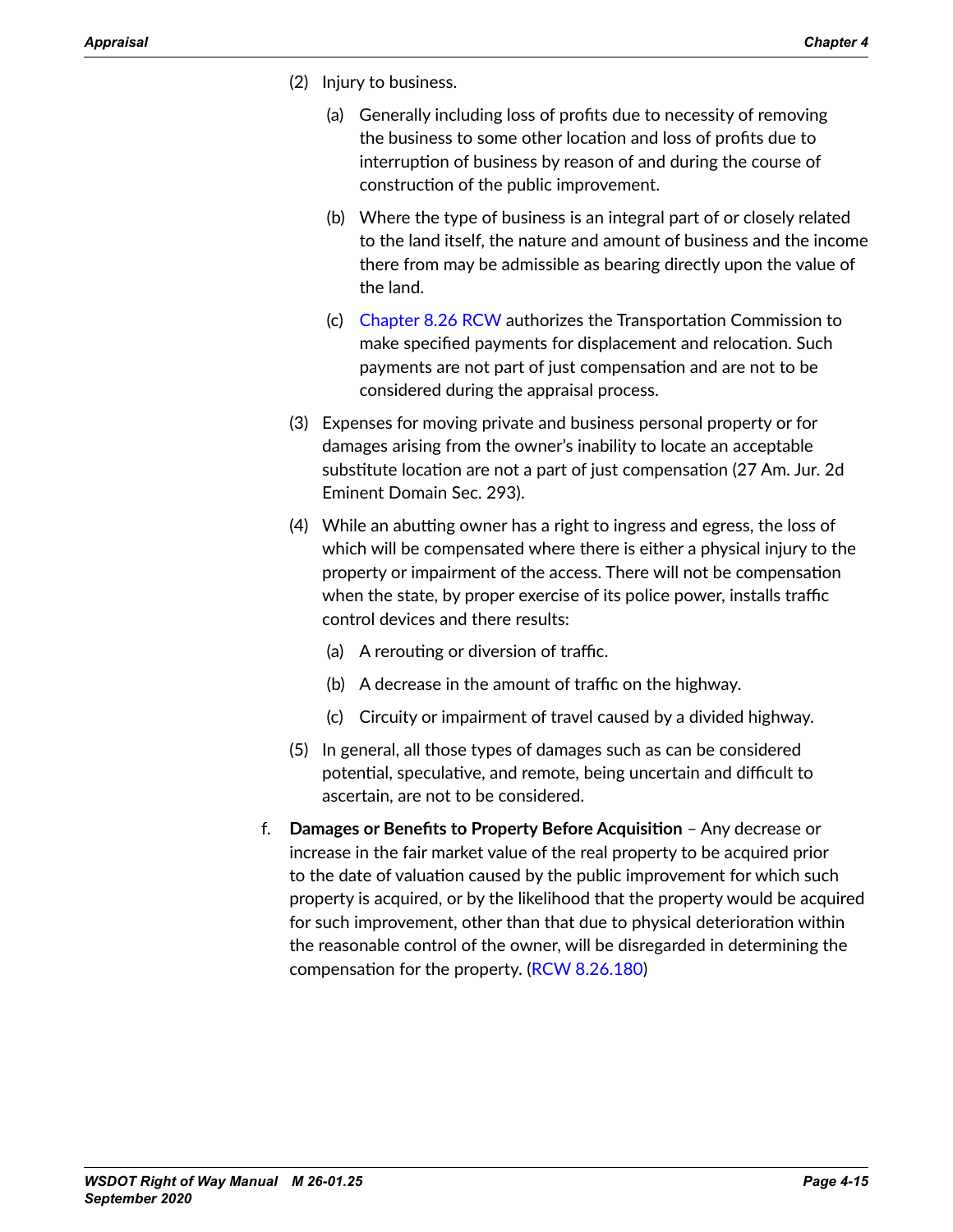(2) Injury to business.

  (a) Generally including loss of profits due to necessity of removing the business to some other location and loss of profits due to interruption of business by reason of and during the course of construction of the public improvement.

  (b) Where the type of business is an integral part of or closely related to the land itself, the nature and amount of business and the income there from may be admissible as bearing directly upon the value of the land.

  (c) Chapter 8.26 RCW authorizes the Transportation Commission to make specified payments for displacement and relocation. Such payments are not part of just compensation and are not to be considered during the appraisal process.

(3) Expenses for moving private and business personal property or for damages arising from the owner's inability to locate an acceptable substitute location are not a part of just compensation (27 Am. Jur. 2d Eminent Domain Sec. 293).

(4) While an abutting owner has a right to ingress and egress, the loss of which will be compensated where there is either a physical injury to the property or impairment of the access. There will not be compensation when the state, by proper exercise of its police power, installs traffic control devices and there results:

  (a) A rerouting or diversion of traffic.

  (b) A decrease in the amount of traffic on the highway.

  (c) Circuity or impairment of travel caused by a divided highway.

(5) In general, all those types of damages such as can be considered potential, speculative, and remote, being uncertain and difficult to ascertain, are not to be considered.

f. **Damages or Benefits to Property Before Acquisition** – Any decrease or increase in the fair market value of the real property to be acquired prior to the date of valuation caused by the public improvement for which such property is acquired, or by the likelihood that the property would be acquired for such improvement, other than that due to physical deterioration within the reasonable control of the owner, will be disregarded in determining the compensation for the property. (RCW 8.26.180)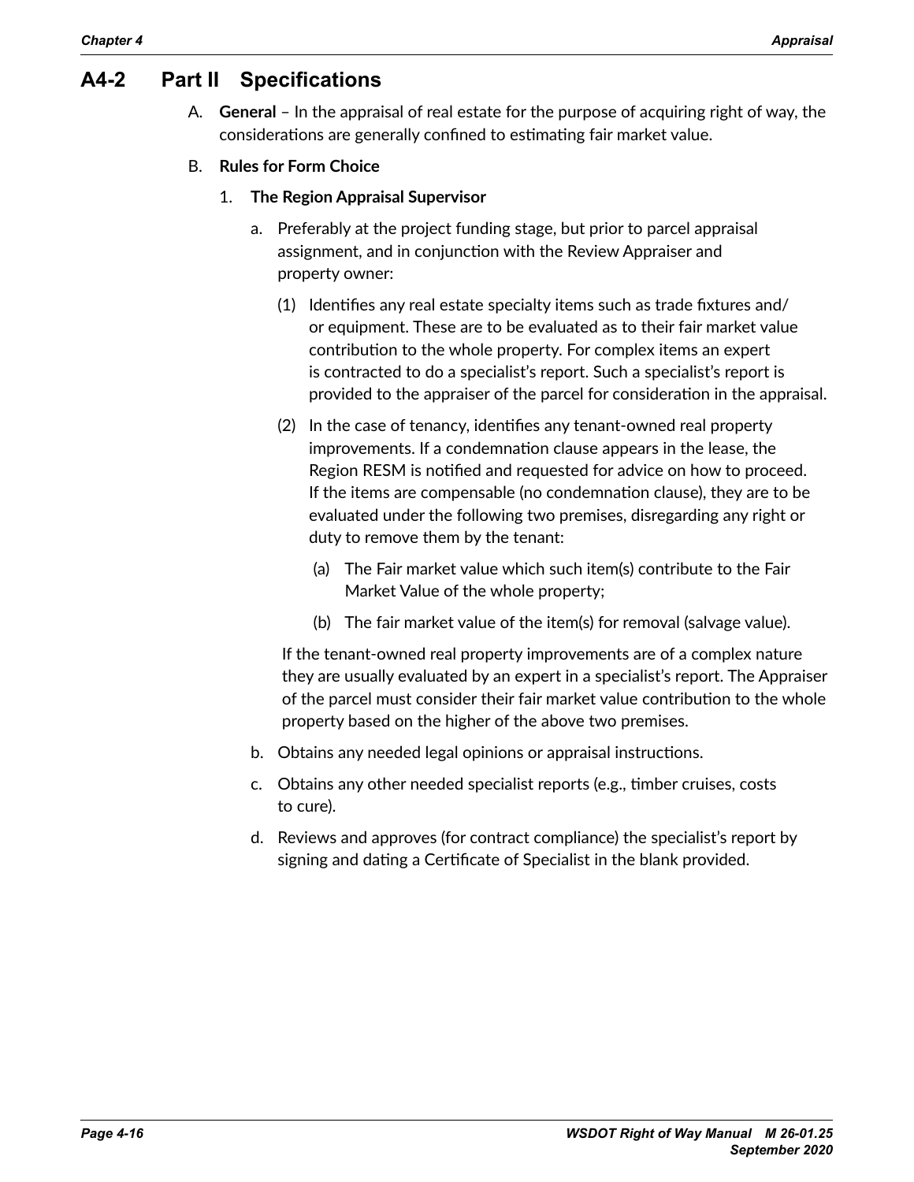## A4-2 Part II Specifications

A. **General** – In the appraisal of real estate for the purpose of acquiring right of way, the considerations are generally confined to estimating fair market value.

B. **Rules for Form Choice**

1. **The Region Appraisal Supervisor**

   a. Preferably at the project funding stage, but prior to parcel appraisal assignment, and in conjunction with the Review Appraiser and property owner:

      (1) Identifies any real estate specialty items such as trade fixtures and/or equipment. These are to be evaluated as to their fair market value contribution to the whole property. For complex items an expert is contracted to do a specialist's report. Such a specialist's report is provided to the appraiser of the parcel for consideration in the appraisal.

      (2) In the case of tenancy, identifies any tenant-owned real property improvements. If a condemnation clause appears in the lease, the Region RESM is notified and requested for advice on how to proceed. If the items are compensable (no condemnation clause), they are to be evaluated under the following two premises, disregarding any right or duty to remove them by the tenant:

         (a) The Fair market value which such item(s) contribute to the Fair Market Value of the whole property;

         (b) The fair market value of the item(s) for removal (salvage value).

      If the tenant-owned real property improvements are of a complex nature they are usually evaluated by an expert in a specialist's report. The Appraiser of the parcel must consider their fair market value contribution to the whole property based on the higher of the above two premises.

   b. Obtains any needed legal opinions or appraisal instructions.

   c. Obtains any other needed specialist reports (e.g., timber cruises, costs to cure).

   d. Reviews and approves (for contract compliance) the specialist's report by signing and dating a Certificate of Specialist in the blank provided.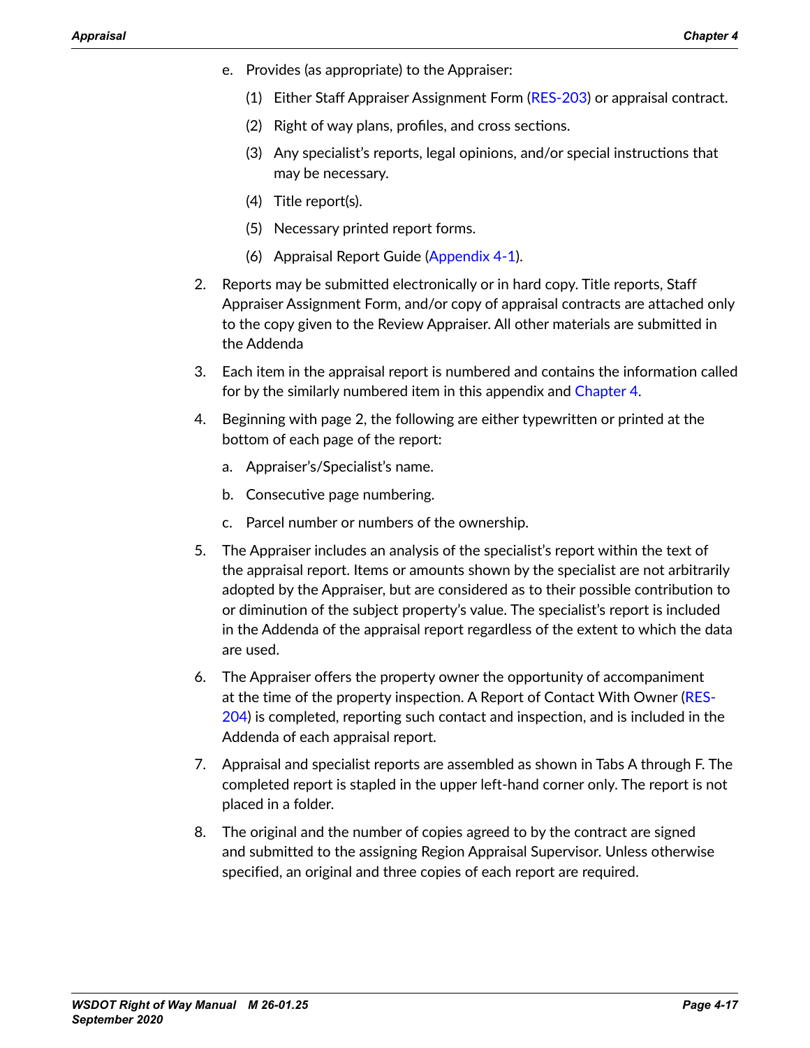e. Provides (as appropriate) to the Appraiser:

   (1) Either Staff Appraiser Assignment Form (RES-203) or appraisal contract.

   (2) Right of way plans, profiles, and cross sections.

   (3) Any specialist's reports, legal opinions, and/or special instructions that may be necessary.

   (4) Title report(s).

   (5) Necessary printed report forms.

   (6) Appraisal Report Guide (Appendix 4-1).

2. Reports may be submitted electronically or in hard copy. Title reports, Staff Appraiser Assignment Form, and/or copy of appraisal contracts are attached only to the copy given to the Review Appraiser. All other materials are submitted in the Addenda

3. Each item in the appraisal report is numbered and contains the information called for by the similarly numbered item in this appendix and Chapter 4.

4. Beginning with page 2, the following are either typewritten or printed at the bottom of each page of the report:

   a. Appraiser's/Specialist's name.

   b. Consecutive page numbering.

   c. Parcel number or numbers of the ownership.

5. The Appraiser includes an analysis of the specialist's report within the text of the appraisal report. Items or amounts shown by the specialist are not arbitrarily adopted by the Appraiser, but are considered as to their possible contribution to or diminution of the subject property's value. The specialist's report is included in the Addenda of the appraisal report regardless of the extent to which the data are used.

6. The Appraiser offers the property owner the opportunity of accompaniment at the time of the property inspection. A Report of Contact With Owner (RES-204) is completed, reporting such contact and inspection, and is included in the Addenda of each appraisal report.

7. Appraisal and specialist reports are assembled as shown in Tabs A through F. The completed report is stapled in the upper left-hand corner only. The report is not placed in a folder.

8. The original and the number of copies agreed to by the contract are signed and submitted to the assigning Region Appraisal Supervisor. Unless otherwise specified, an original and three copies of each report are required.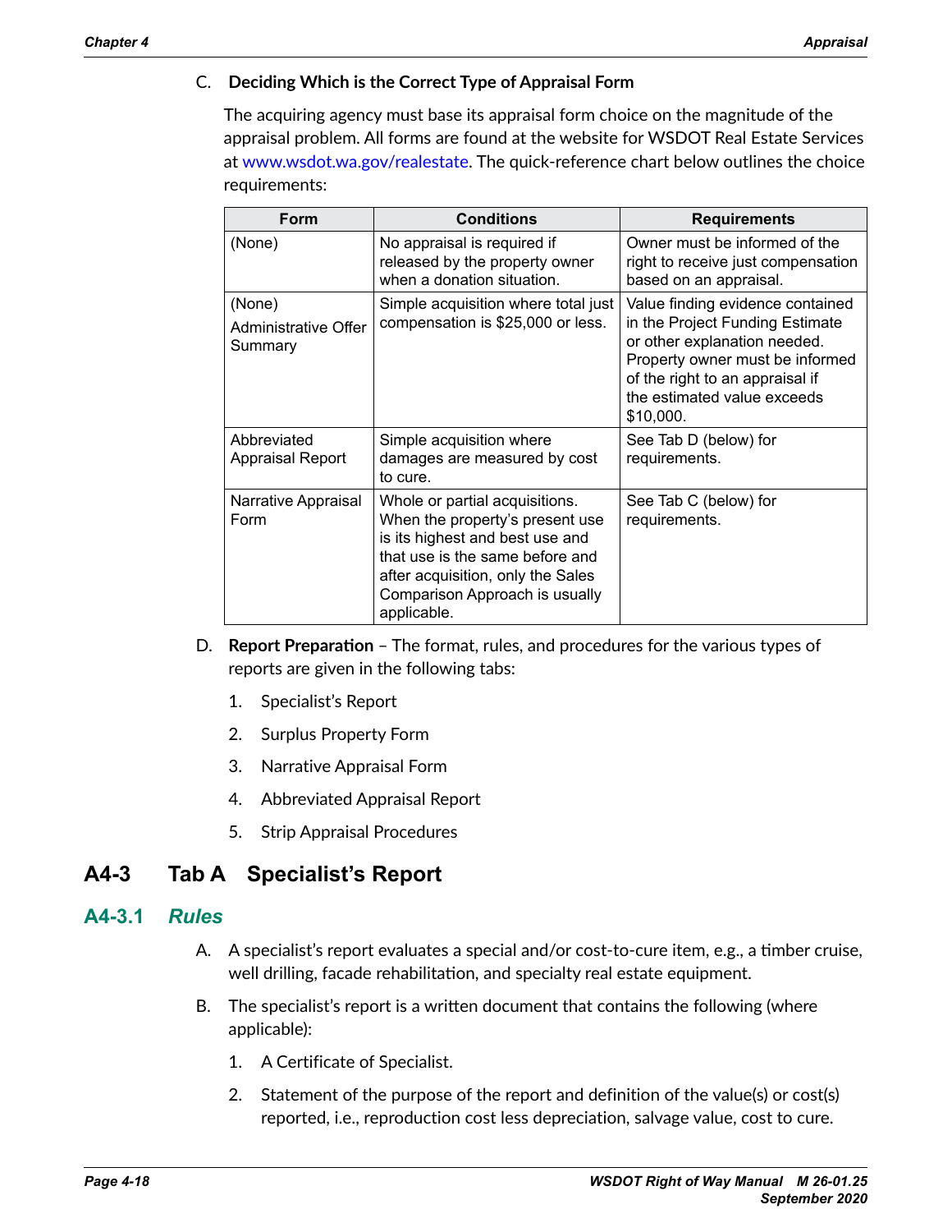C. **Deciding Which is the Correct Type of Appraisal Form**

The acquiring agency must base its appraisal form choice on the magnitude of the appraisal problem. All forms are found at the website for WSDOT Real Estate Services at www.wsdot.wa.gov/realestate. The quick-reference chart below outlines the choice requirements:

| Form | Conditions | Requirements |
|---|---|---|
| (None) | No appraisal is required if released by the property owner when a donation situation. | Owner must be informed of the right to receive just compensation based on an appraisal. |
| (None)<br>Administrative Offer Summary | Simple acquisition where total just compensation is $25,000 or less. | Value finding evidence contained in the Project Funding Estimate or other explanation needed. Property owner must be informed of the right to an appraisal if the estimated value exceeds $10,000. |
| Abbreviated Appraisal Report | Simple acquisition where damages are measured by cost to cure. | See Tab D (below) for requirements. |
| Narrative Appraisal Form | Whole or partial acquisitions. When the property's present use is its highest and best use and that use is the same before and after acquisition, only the Sales Comparison Approach is usually applicable. | See Tab C (below) for requirements. |

D. **Report Preparation** – The format, rules, and procedures for the various types of reports are given in the following tabs:

1. Specialist's Report
2. Surplus Property Form
3. Narrative Appraisal Form
4. Abbreviated Appraisal Report
5. Strip Appraisal Procedures

# A4-3 Tab A Specialist's Report

## A4-3.1 *Rules*

A. A specialist's report evaluates a special and/or cost-to-cure item, e.g., a timber cruise, well drilling, facade rehabilitation, and specialty real estate equipment.

B. The specialist's report is a written document that contains the following (where applicable):

1. A Certificate of Specialist.
2. Statement of the purpose of the report and definition of the value(s) or cost(s) reported, i.e., reproduction cost less depreciation, salvage value, cost to cure.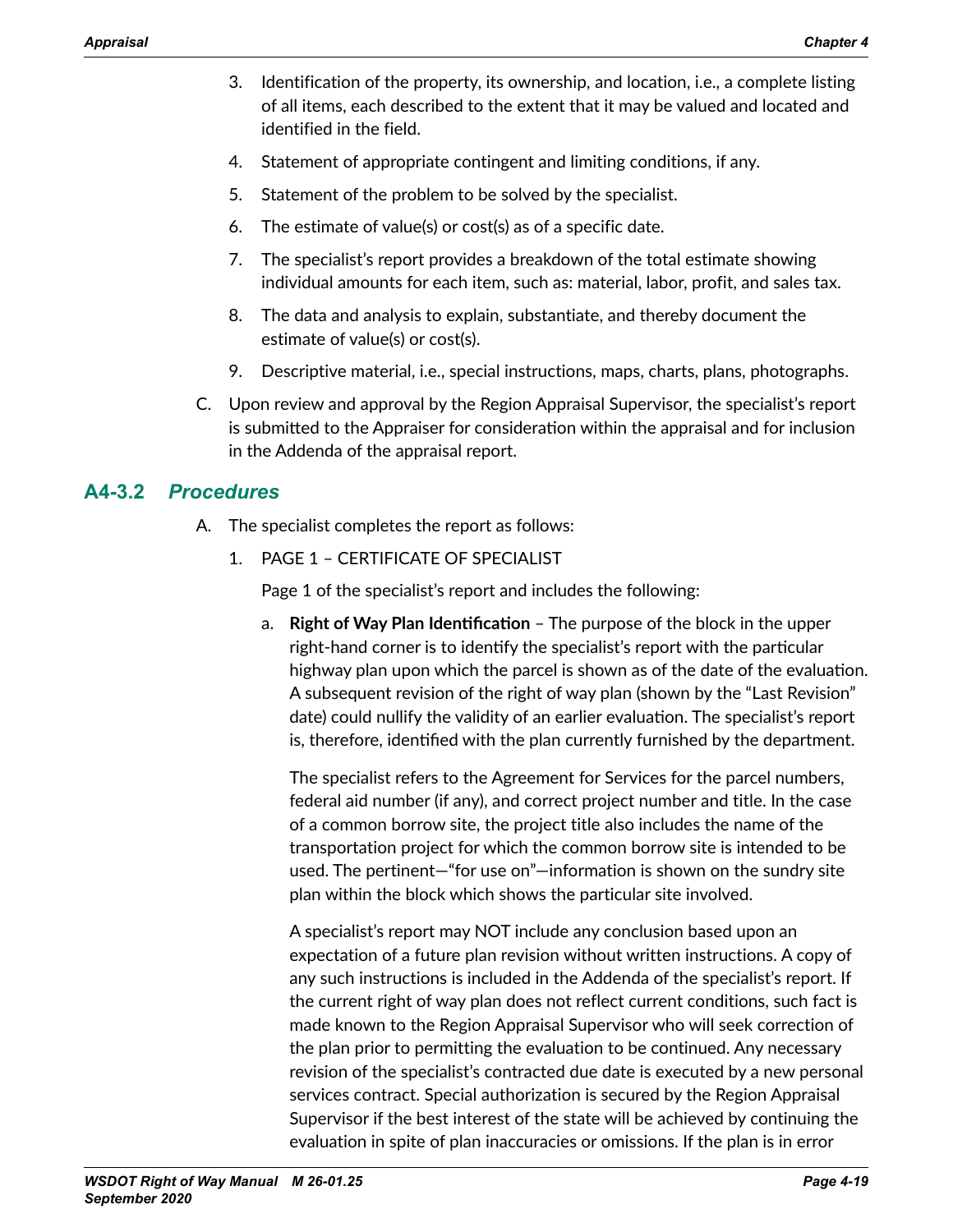3. Identification of the property, its ownership, and location, i.e., a complete listing of all items, each described to the extent that it may be valued and located and identified in the field.
4. Statement of appropriate contingent and limiting conditions, if any.
5. Statement of the problem to be solved by the specialist.
6. The estimate of value(s) or cost(s) as of a specific date.
7. The specialist's report provides a breakdown of the total estimate showing individual amounts for each item, such as: material, labor, profit, and sales tax.
8. The data and analysis to explain, substantiate, and thereby document the estimate of value(s) or cost(s).
9. Descriptive material, i.e., special instructions, maps, charts, plans, photographs.

C. Upon review and approval by the Region Appraisal Supervisor, the specialist's report is submitted to the Appraiser for consideration within the appraisal and for inclusion in the Addenda of the appraisal report.

## A4-3.2 *Procedures*

A. The specialist completes the report as follows:

1. PAGE 1 – CERTIFICATE OF SPECIALIST

   Page 1 of the specialist's report and includes the following:

   a. **Right of Way Plan Identification** – The purpose of the block in the upper right-hand corner is to identify the specialist's report with the particular highway plan upon which the parcel is shown as of the date of the evaluation. A subsequent revision of the right of way plan (shown by the "Last Revision" date) could nullify the validity of an earlier evaluation. The specialist's report is, therefore, identified with the plan currently furnished by the department.

      The specialist refers to the Agreement for Services for the parcel numbers, federal aid number (if any), and correct project number and title. In the case of a common borrow site, the project title also includes the name of the transportation project for which the common borrow site is intended to be used. The pertinent—"for use on"—information is shown on the sundry site plan within the block which shows the particular site involved.

      A specialist's report may NOT include any conclusion based upon an expectation of a future plan revision without written instructions. A copy of any such instructions is included in the Addenda of the specialist's report. If the current right of way plan does not reflect current conditions, such fact is made known to the Region Appraisal Supervisor who will seek correction of the plan prior to permitting the evaluation to be continued. Any necessary revision of the specialist's contracted due date is executed by a new personal services contract. Special authorization is secured by the Region Appraisal Supervisor if the best interest of the state will be achieved by continuing the evaluation in spite of plan inaccuracies or omissions. If the plan is in error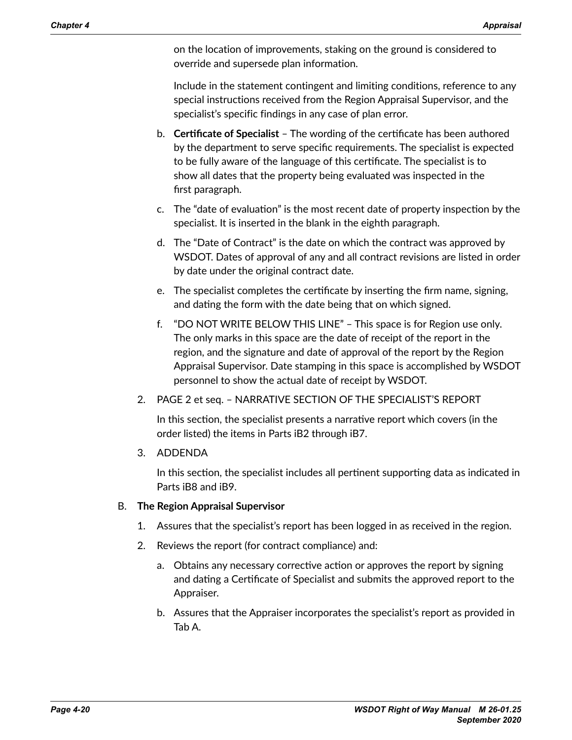on the location of improvements, staking on the ground is considered to override and supersede plan information.

Include in the statement contingent and limiting conditions, reference to any special instructions received from the Region Appraisal Supervisor, and the specialist's specific findings in any case of plan error.

b. **Certificate of Specialist** – The wording of the certificate has been authored by the department to serve specific requirements. The specialist is expected to be fully aware of the language of this certificate. The specialist is to show all dates that the property being evaluated was inspected in the first paragraph.

c. The "date of evaluation" is the most recent date of property inspection by the specialist. It is inserted in the blank in the eighth paragraph.

d. The "Date of Contract" is the date on which the contract was approved by WSDOT. Dates of approval of any and all contract revisions are listed in order by date under the original contract date.

e. The specialist completes the certificate by inserting the firm name, signing, and dating the form with the date being that on which signed.

f. "DO NOT WRITE BELOW THIS LINE" – This space is for Region use only. The only marks in this space are the date of receipt of the report in the region, and the signature and date of approval of the report by the Region Appraisal Supervisor. Date stamping in this space is accomplished by WSDOT personnel to show the actual date of receipt by WSDOT.

2. PAGE 2 et seq. – NARRATIVE SECTION OF THE SPECIALIST'S REPORT

   In this section, the specialist presents a narrative report which covers (in the order listed) the items in Parts iB2 through iB7.

3. ADDENDA

   In this section, the specialist includes all pertinent supporting data as indicated in Parts iB8 and iB9.

B. **The Region Appraisal Supervisor**

1. Assures that the specialist's report has been logged in as received in the region.

2. Reviews the report (for contract compliance) and:

   a. Obtains any necessary corrective action or approves the report by signing and dating a Certificate of Specialist and submits the approved report to the Appraiser.

   b. Assures that the Appraiser incorporates the specialist's report as provided in Tab A.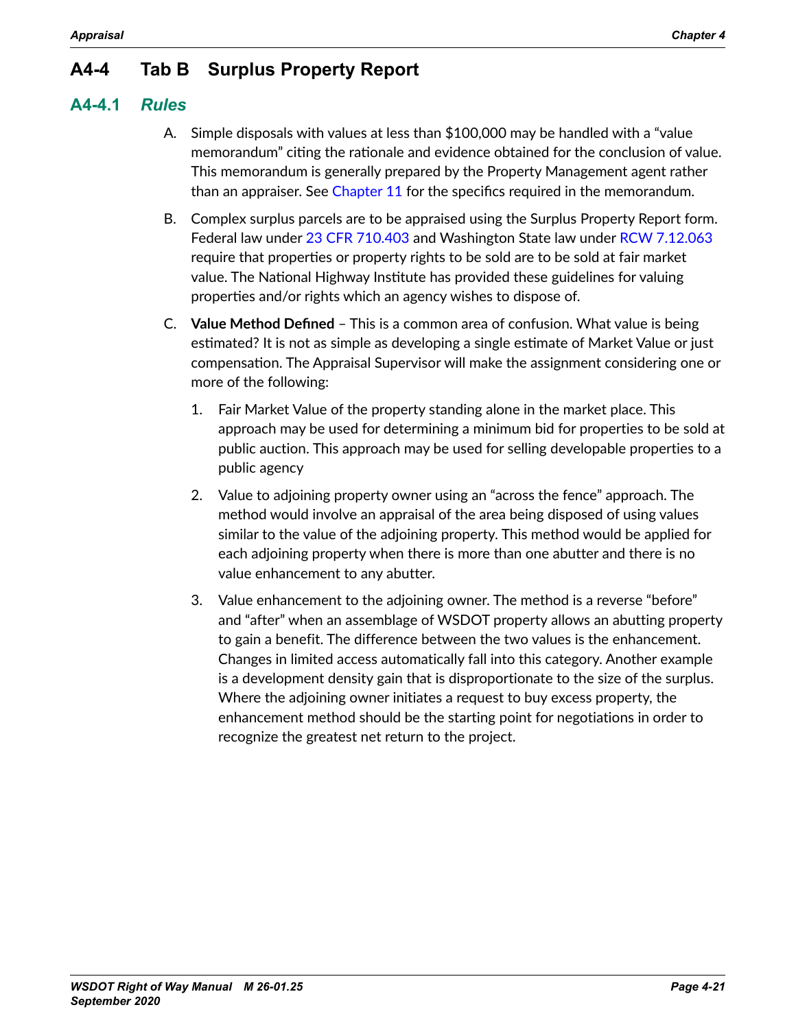## A4-4 Tab B Surplus Property Report

### A4-4.1 *Rules*

A. Simple disposals with values at less than $100,000 may be handled with a "value memorandum" citing the rationale and evidence obtained for the conclusion of value. This memorandum is generally prepared by the Property Management agent rather than an appraiser. See Chapter 11 for the specifics required in the memorandum.

B. Complex surplus parcels are to be appraised using the Surplus Property Report form. Federal law under 23 CFR 710.403 and Washington State law under RCW 7.12.063 require that properties or property rights to be sold are to be sold at fair market value. The National Highway Institute has provided these guidelines for valuing properties and/or rights which an agency wishes to dispose of.

C. **Value Method Defined** – This is a common area of confusion. What value is being estimated? It is not as simple as developing a single estimate of Market Value or just compensation. The Appraisal Supervisor will make the assignment considering one or more of the following:

   1. Fair Market Value of the property standing alone in the market place. This approach may be used for determining a minimum bid for properties to be sold at public auction. This approach may be used for selling developable properties to a public agency

   2. Value to adjoining property owner using an "across the fence" approach. The method would involve an appraisal of the area being disposed of using values similar to the value of the adjoining property. This method would be applied for each adjoining property when there is more than one abutter and there is no value enhancement to any abutter.

   3. Value enhancement to the adjoining owner. The method is a reverse "before" and "after" when an assemblage of WSDOT property allows an abutting property to gain a benefit. The difference between the two values is the enhancement. Changes in limited access automatically fall into this category. Another example is a development density gain that is disproportionate to the size of the surplus. Where the adjoining owner initiates a request to buy excess property, the enhancement method should be the starting point for negotiations in order to recognize the greatest net return to the project.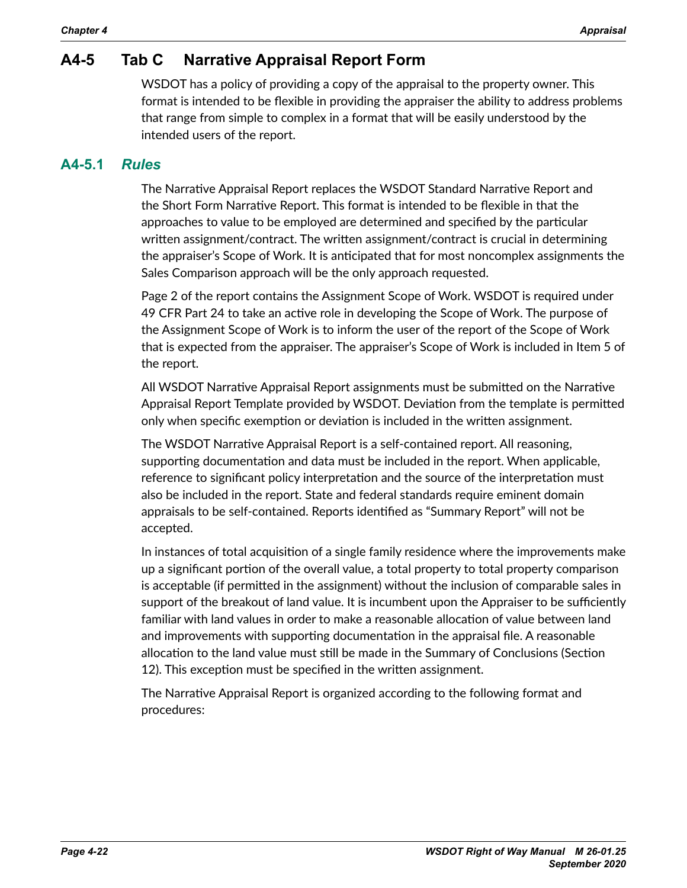## A4-5 Tab C Narrative Appraisal Report Form

WSDOT has a policy of providing a copy of the appraisal to the property owner. This format is intended to be flexible in providing the appraiser the ability to address problems that range from simple to complex in a format that will be easily understood by the intended users of the report.

### A4-5.1 *Rules*

The Narrative Appraisal Report replaces the WSDOT Standard Narrative Report and the Short Form Narrative Report. This format is intended to be flexible in that the approaches to value to be employed are determined and specified by the particular written assignment/contract. The written assignment/contract is crucial in determining the appraiser's Scope of Work. It is anticipated that for most noncomplex assignments the Sales Comparison approach will be the only approach requested.

Page 2 of the report contains the Assignment Scope of Work. WSDOT is required under 49 CFR Part 24 to take an active role in developing the Scope of Work. The purpose of the Assignment Scope of Work is to inform the user of the report of the Scope of Work that is expected from the appraiser. The appraiser's Scope of Work is included in Item 5 of the report.

All WSDOT Narrative Appraisal Report assignments must be submitted on the Narrative Appraisal Report Template provided by WSDOT. Deviation from the template is permitted only when specific exemption or deviation is included in the written assignment.

The WSDOT Narrative Appraisal Report is a self-contained report. All reasoning, supporting documentation and data must be included in the report. When applicable, reference to significant policy interpretation and the source of the interpretation must also be included in the report. State and federal standards require eminent domain appraisals to be self-contained. Reports identified as "Summary Report" will not be accepted.

In instances of total acquisition of a single family residence where the improvements make up a significant portion of the overall value, a total property to total property comparison is acceptable (if permitted in the assignment) without the inclusion of comparable sales in support of the breakout of land value. It is incumbent upon the Appraiser to be sufficiently familiar with land values in order to make a reasonable allocation of value between land and improvements with supporting documentation in the appraisal file. A reasonable allocation to the land value must still be made in the Summary of Conclusions (Section 12). This exception must be specified in the written assignment.

The Narrative Appraisal Report is organized according to the following format and procedures: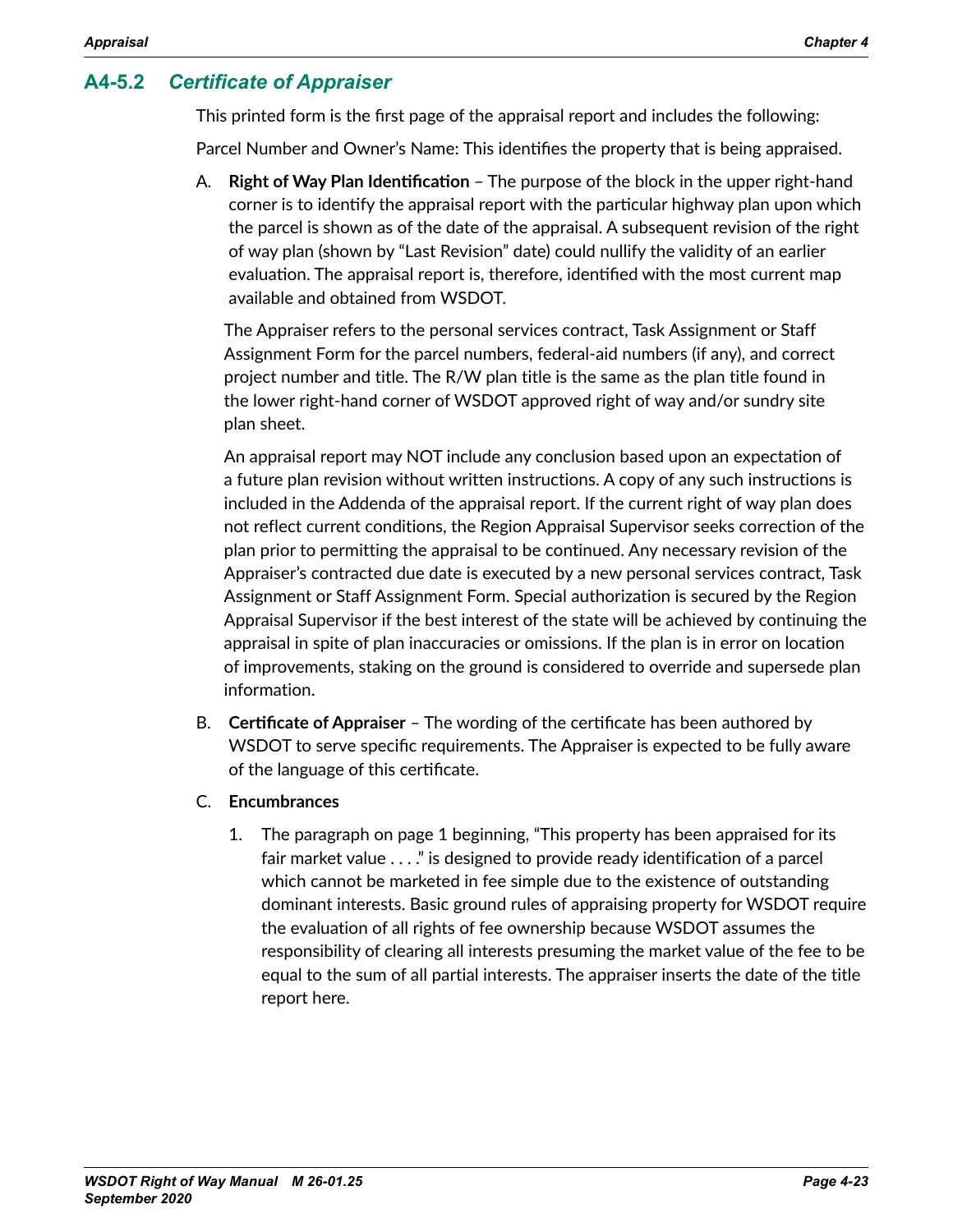### A4-5.2 *Certificate of Appraiser*

This printed form is the first page of the appraisal report and includes the following:

Parcel Number and Owner's Name: This identifies the property that is being appraised.

A. **Right of Way Plan Identification** – The purpose of the block in the upper right-hand corner is to identify the appraisal report with the particular highway plan upon which the parcel is shown as of the date of the appraisal. A subsequent revision of the right of way plan (shown by "Last Revision" date) could nullify the validity of an earlier evaluation. The appraisal report is, therefore, identified with the most current map available and obtained from WSDOT.

   The Appraiser refers to the personal services contract, Task Assignment or Staff Assignment Form for the parcel numbers, federal-aid numbers (if any), and correct project number and title. The R/W plan title is the same as the plan title found in the lower right-hand corner of WSDOT approved right of way and/or sundry site plan sheet.

   An appraisal report may NOT include any conclusion based upon an expectation of a future plan revision without written instructions. A copy of any such instructions is included in the Addenda of the appraisal report. If the current right of way plan does not reflect current conditions, the Region Appraisal Supervisor seeks correction of the plan prior to permitting the appraisal to be continued. Any necessary revision of the Appraiser's contracted due date is executed by a new personal services contract, Task Assignment or Staff Assignment Form. Special authorization is secured by the Region Appraisal Supervisor if the best interest of the state will be achieved by continuing the appraisal in spite of plan inaccuracies or omissions. If the plan is in error on location of improvements, staking on the ground is considered to override and supersede plan information.

B. **Certificate of Appraiser** – The wording of the certificate has been authored by WSDOT to serve specific requirements. The Appraiser is expected to be fully aware of the language of this certificate.

C. **Encumbrances**

   1. The paragraph on page 1 beginning, "This property has been appraised for its fair market value . . . ." is designed to provide ready identification of a parcel which cannot be marketed in fee simple due to the existence of outstanding dominant interests. Basic ground rules of appraising property for WSDOT require the evaluation of all rights of fee ownership because WSDOT assumes the responsibility of clearing all interests presuming the market value of the fee to be equal to the sum of all partial interests. The appraiser inserts the date of the title report here.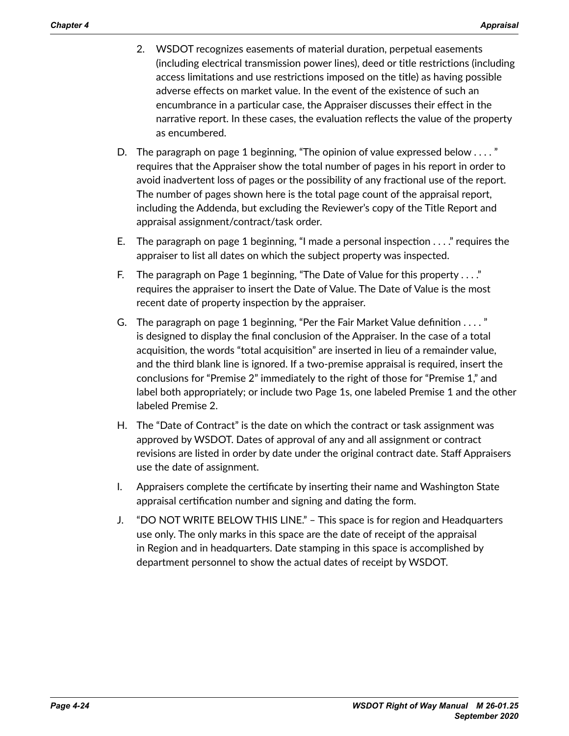2. WSDOT recognizes easements of material duration, perpetual easements (including electrical transmission power lines), deed or title restrictions (including access limitations and use restrictions imposed on the title) as having possible adverse effects on market value. In the event of the existence of such an encumbrance in a particular case, the Appraiser discusses their effect in the narrative report. In these cases, the evaluation reflects the value of the property as encumbered.

D. The paragraph on page 1 beginning, "The opinion of value expressed below . . . . " requires that the Appraiser show the total number of pages in his report in order to avoid inadvertent loss of pages or the possibility of any fractional use of the report. The number of pages shown here is the total page count of the appraisal report, including the Addenda, but excluding the Reviewer's copy of the Title Report and appraisal assignment/contract/task order.

E. The paragraph on page 1 beginning, "I made a personal inspection . . . ." requires the appraiser to list all dates on which the subject property was inspected.

F. The paragraph on Page 1 beginning, "The Date of Value for this property . . . ." requires the appraiser to insert the Date of Value. The Date of Value is the most recent date of property inspection by the appraiser.

G. The paragraph on page 1 beginning, "Per the Fair Market Value definition . . . . " is designed to display the final conclusion of the Appraiser. In the case of a total acquisition, the words "total acquisition" are inserted in lieu of a remainder value, and the third blank line is ignored. If a two-premise appraisal is required, insert the conclusions for "Premise 2" immediately to the right of those for "Premise 1," and label both appropriately; or include two Page 1s, one labeled Premise 1 and the other labeled Premise 2.

H. The "Date of Contract" is the date on which the contract or task assignment was approved by WSDOT. Dates of approval of any and all assignment or contract revisions are listed in order by date under the original contract date. Staff Appraisers use the date of assignment.

I. Appraisers complete the certificate by inserting their name and Washington State appraisal certification number and signing and dating the form.

J. "DO NOT WRITE BELOW THIS LINE." – This space is for region and Headquarters use only. The only marks in this space are the date of receipt of the appraisal in Region and in headquarters. Date stamping in this space is accomplished by department personnel to show the actual dates of receipt by WSDOT.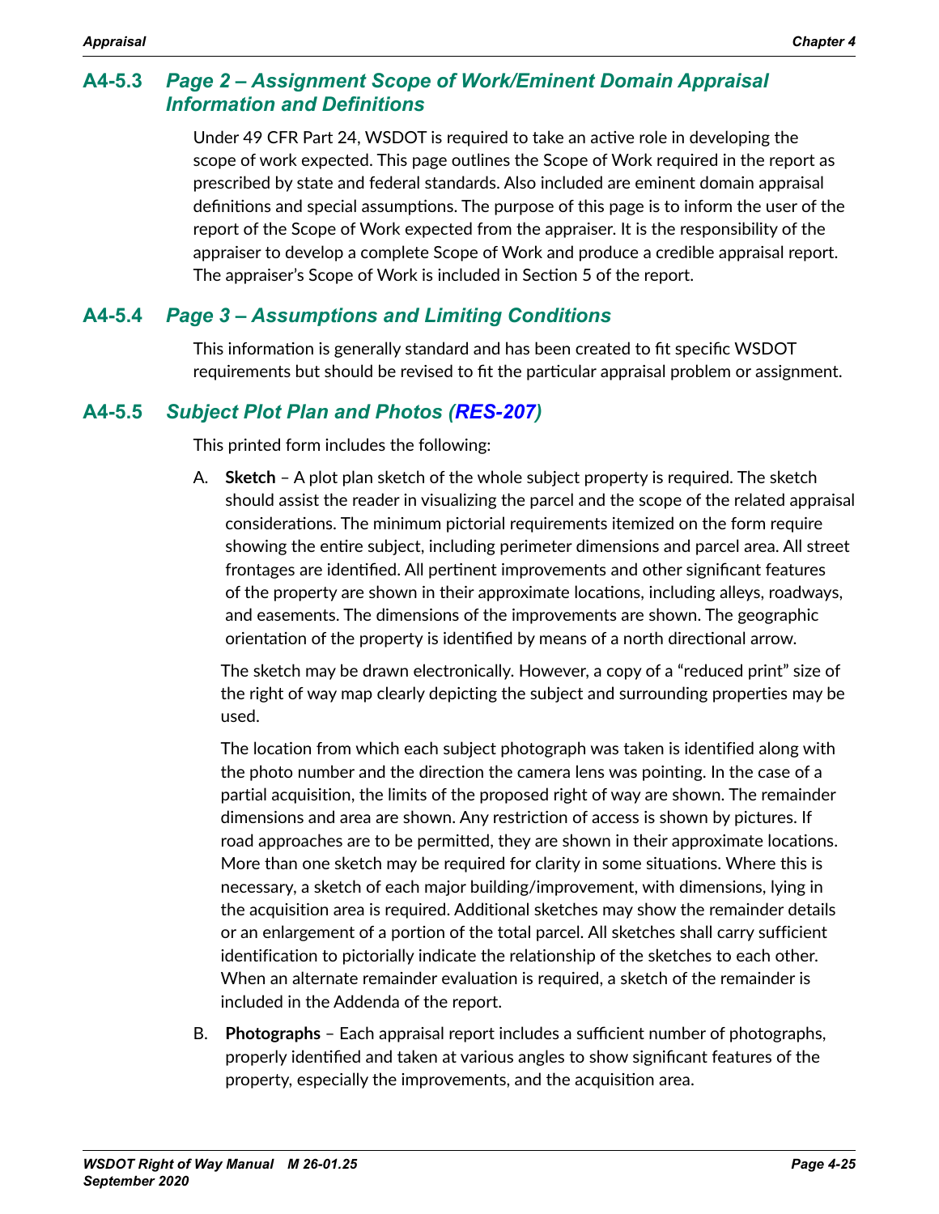### A4-5.3 *Page 2 – Assignment Scope of Work/Eminent Domain Appraisal Information and Definitions*

Under 49 CFR Part 24, WSDOT is required to take an active role in developing the scope of work expected. This page outlines the Scope of Work required in the report as prescribed by state and federal standards. Also included are eminent domain appraisal definitions and special assumptions. The purpose of this page is to inform the user of the report of the Scope of Work expected from the appraiser. It is the responsibility of the appraiser to develop a complete Scope of Work and produce a credible appraisal report. The appraiser's Scope of Work is included in Section 5 of the report.

### A4-5.4 *Page 3 – Assumptions and Limiting Conditions*

This information is generally standard and has been created to fit specific WSDOT requirements but should be revised to fit the particular appraisal problem or assignment.

### A4-5.5 *Subject Plot Plan and Photos (RES-207)*

This printed form includes the following:

A. **Sketch** – A plot plan sketch of the whole subject property is required. The sketch should assist the reader in visualizing the parcel and the scope of the related appraisal considerations. The minimum pictorial requirements itemized on the form require showing the entire subject, including perimeter dimensions and parcel area. All street frontages are identified. All pertinent improvements and other significant features of the property are shown in their approximate locations, including alleys, roadways, and easements. The dimensions of the improvements are shown. The geographic orientation of the property is identified by means of a north directional arrow.

   The sketch may be drawn electronically. However, a copy of a "reduced print" size of the right of way map clearly depicting the subject and surrounding properties may be used.

   The location from which each subject photograph was taken is identified along with the photo number and the direction the camera lens was pointing. In the case of a partial acquisition, the limits of the proposed right of way are shown. The remainder dimensions and area are shown. Any restriction of access is shown by pictures. If road approaches are to be permitted, they are shown in their approximate locations. More than one sketch may be required for clarity in some situations. Where this is necessary, a sketch of each major building/improvement, with dimensions, lying in the acquisition area is required. Additional sketches may show the remainder details or an enlargement of a portion of the total parcel. All sketches shall carry sufficient identification to pictorially indicate the relationship of the sketches to each other. When an alternate remainder evaluation is required, a sketch of the remainder is included in the Addenda of the report.

B. **Photographs** – Each appraisal report includes a sufficient number of photographs, properly identified and taken at various angles to show significant features of the property, especially the improvements, and the acquisition area.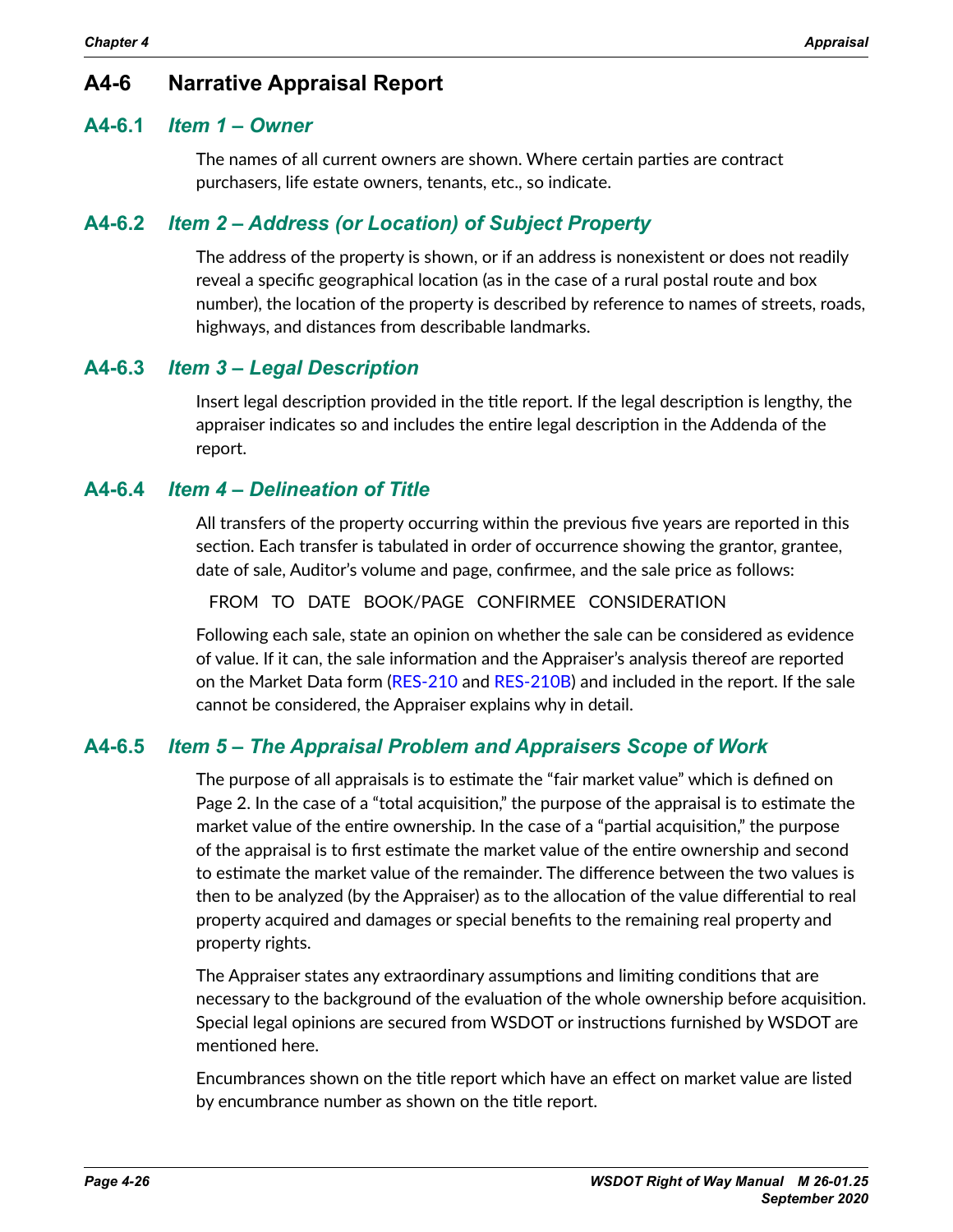# A4-6 Narrative Appraisal Report

## A4-6.1 *Item 1 – Owner*

The names of all current owners are shown. Where certain parties are contract purchasers, life estate owners, tenants, etc., so indicate.

## A4-6.2 *Item 2 – Address (or Location) of Subject Property*

The address of the property is shown, or if an address is nonexistent or does not readily reveal a specific geographical location (as in the case of a rural postal route and box number), the location of the property is described by reference to names of streets, roads, highways, and distances from describable landmarks.

## A4-6.3 *Item 3 – Legal Description*

Insert legal description provided in the title report. If the legal description is lengthy, the appraiser indicates so and includes the entire legal description in the Addenda of the report.

## A4-6.4 *Item 4 – Delineation of Title*

All transfers of the property occurring within the previous five years are reported in this section. Each transfer is tabulated in order of occurrence showing the grantor, grantee, date of sale, Auditor's volume and page, confirmee, and the sale price as follows:

FROM TO DATE BOOK/PAGE CONFIRMEE CONSIDERATION

Following each sale, state an opinion on whether the sale can be considered as evidence of value. If it can, the sale information and the Appraiser's analysis thereof are reported on the Market Data form (RES-210 and RES-210B) and included in the report. If the sale cannot be considered, the Appraiser explains why in detail.

## A4-6.5 *Item 5 – The Appraisal Problem and Appraisers Scope of Work*

The purpose of all appraisals is to estimate the "fair market value" which is defined on Page 2. In the case of a "total acquisition," the purpose of the appraisal is to estimate the market value of the entire ownership. In the case of a "partial acquisition," the purpose of the appraisal is to first estimate the market value of the entire ownership and second to estimate the market value of the remainder. The difference between the two values is then to be analyzed (by the Appraiser) as to the allocation of the value differential to real property acquired and damages or special benefits to the remaining real property and property rights.

The Appraiser states any extraordinary assumptions and limiting conditions that are necessary to the background of the evaluation of the whole ownership before acquisition. Special legal opinions are secured from WSDOT or instructions furnished by WSDOT are mentioned here.

Encumbrances shown on the title report which have an effect on market value are listed by encumbrance number as shown on the title report.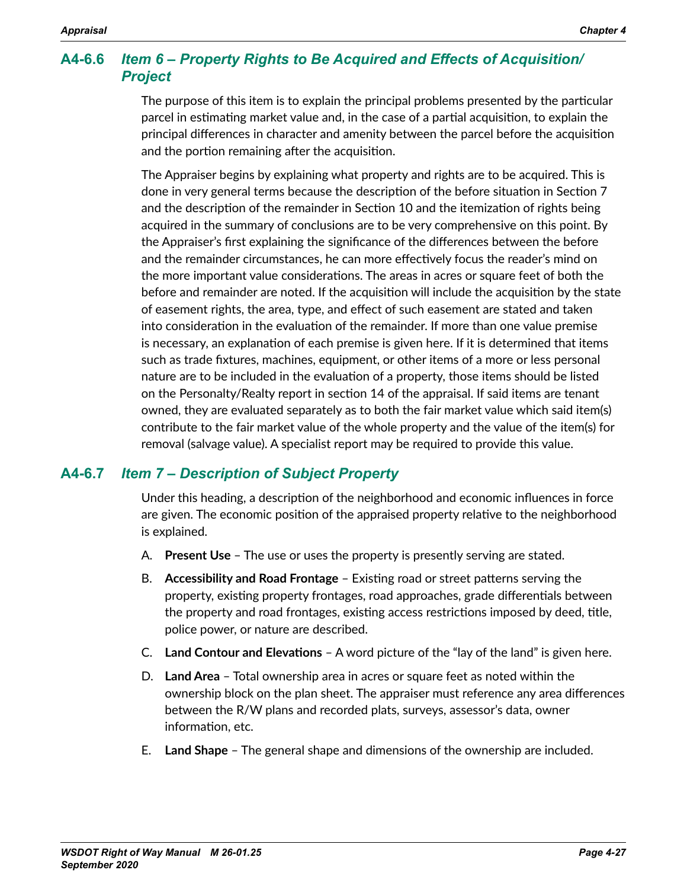### A4-6.6 *Item 6 – Property Rights to Be Acquired and Effects of Acquisition/Project*

The purpose of this item is to explain the principal problems presented by the particular parcel in estimating market value and, in the case of a partial acquisition, to explain the principal differences in character and amenity between the parcel before the acquisition and the portion remaining after the acquisition.

The Appraiser begins by explaining what property and rights are to be acquired. This is done in very general terms because the description of the before situation in Section 7 and the description of the remainder in Section 10 and the itemization of rights being acquired in the summary of conclusions are to be very comprehensive on this point. By the Appraiser's first explaining the significance of the differences between the before and the remainder circumstances, he can more effectively focus the reader's mind on the more important value considerations. The areas in acres or square feet of both the before and remainder are noted. If the acquisition will include the acquisition by the state of easement rights, the area, type, and effect of such easement are stated and taken into consideration in the evaluation of the remainder. If more than one value premise is necessary, an explanation of each premise is given here. If it is determined that items such as trade fixtures, machines, equipment, or other items of a more or less personal nature are to be included in the evaluation of a property, those items should be listed on the Personalty/Realty report in section 14 of the appraisal. If said items are tenant owned, they are evaluated separately as to both the fair market value which said item(s) contribute to the fair market value of the whole property and the value of the item(s) for removal (salvage value). A specialist report may be required to provide this value.

### A4-6.7 *Item 7 – Description of Subject Property*

Under this heading, a description of the neighborhood and economic influences in force are given. The economic position of the appraised property relative to the neighborhood is explained.

A. **Present Use** – The use or uses the property is presently serving are stated.

B. **Accessibility and Road Frontage** – Existing road or street patterns serving the property, existing property frontages, road approaches, grade differentials between the property and road frontages, existing access restrictions imposed by deed, title, police power, or nature are described.

C. **Land Contour and Elevations** – A word picture of the "lay of the land" is given here.

D. **Land Area** – Total ownership area in acres or square feet as noted within the ownership block on the plan sheet. The appraiser must reference any area differences between the R/W plans and recorded plats, surveys, assessor's data, owner information, etc.

E. **Land Shape** – The general shape and dimensions of the ownership are included.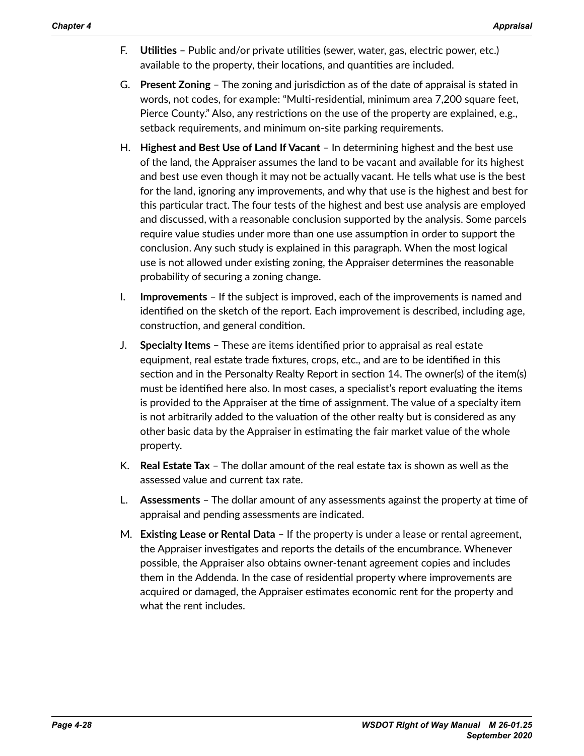F. **Utilities** – Public and/or private utilities (sewer, water, gas, electric power, etc.) available to the property, their locations, and quantities are included.

G. **Present Zoning** – The zoning and jurisdiction as of the date of appraisal is stated in words, not codes, for example: "Multi-residential, minimum area 7,200 square feet, Pierce County." Also, any restrictions on the use of the property are explained, e.g., setback requirements, and minimum on-site parking requirements.

H. **Highest and Best Use of Land If Vacant** – In determining highest and the best use of the land, the Appraiser assumes the land to be vacant and available for its highest and best use even though it may not be actually vacant. He tells what use is the best for the land, ignoring any improvements, and why that use is the highest and best for this particular tract. The four tests of the highest and best use analysis are employed and discussed, with a reasonable conclusion supported by the analysis. Some parcels require value studies under more than one use assumption in order to support the conclusion. Any such study is explained in this paragraph. When the most logical use is not allowed under existing zoning, the Appraiser determines the reasonable probability of securing a zoning change.

I. **Improvements** – If the subject is improved, each of the improvements is named and identified on the sketch of the report. Each improvement is described, including age, construction, and general condition.

J. **Specialty Items** – These are items identified prior to appraisal as real estate equipment, real estate trade fixtures, crops, etc., and are to be identified in this section and in the Personalty Realty Report in section 14. The owner(s) of the item(s) must be identified here also. In most cases, a specialist's report evaluating the items is provided to the Appraiser at the time of assignment. The value of a specialty item is not arbitrarily added to the valuation of the other realty but is considered as any other basic data by the Appraiser in estimating the fair market value of the whole property.

K. **Real Estate Tax** – The dollar amount of the real estate tax is shown as well as the assessed value and current tax rate.

L. **Assessments** – The dollar amount of any assessments against the property at time of appraisal and pending assessments are indicated.

M. **Existing Lease or Rental Data** – If the property is under a lease or rental agreement, the Appraiser investigates and reports the details of the encumbrance. Whenever possible, the Appraiser also obtains owner-tenant agreement copies and includes them in the Addenda. In the case of residential property where improvements are acquired or damaged, the Appraiser estimates economic rent for the property and what the rent includes.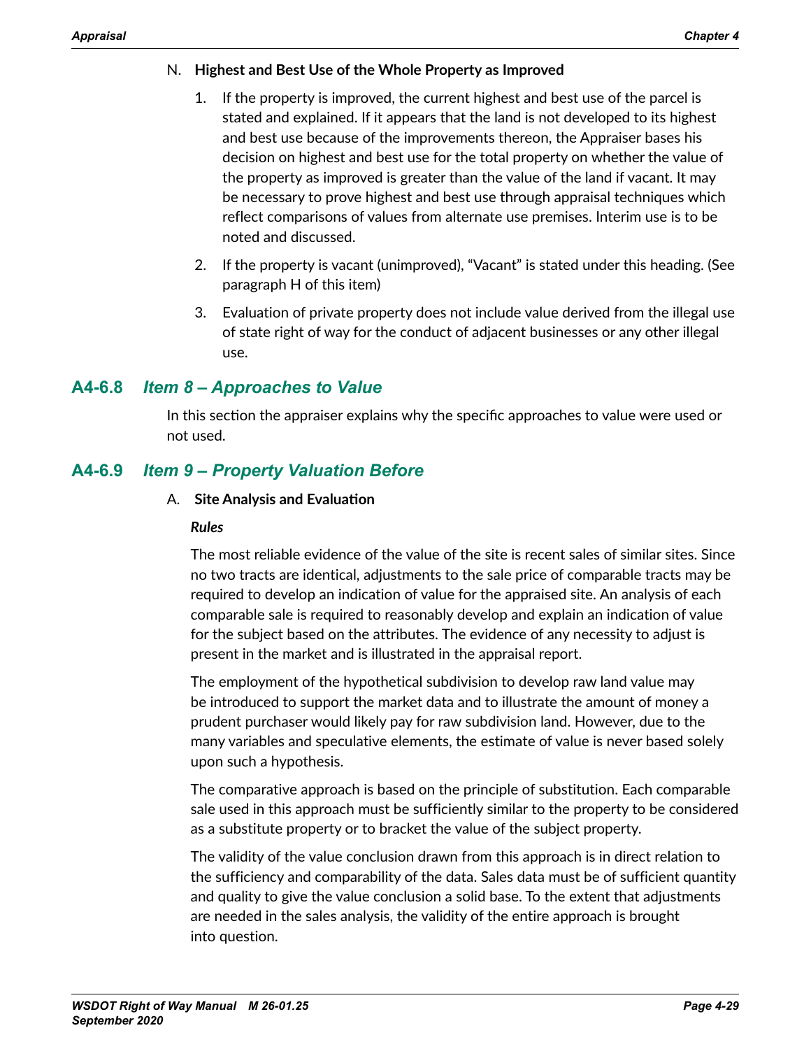N. **Highest and Best Use of the Whole Property as Improved**

1. If the property is improved, the current highest and best use of the parcel is stated and explained. If it appears that the land is not developed to its highest and best use because of the improvements thereon, the Appraiser bases his decision on highest and best use for the total property on whether the value of the property as improved is greater than the value of the land if vacant. It may be necessary to prove highest and best use through appraisal techniques which reflect comparisons of values from alternate use premises. Interim use is to be noted and discussed.

2. If the property is vacant (unimproved), "Vacant" is stated under this heading. (See paragraph H of this item)

3. Evaluation of private property does not include value derived from the illegal use of state right of way for the conduct of adjacent businesses or any other illegal use.

## A4-6.8 *Item 8 – Approaches to Value*

In this section the appraiser explains why the specific approaches to value were used or not used.

## A4-6.9 *Item 9 – Property Valuation Before*

A. **Site Analysis and Evaluation**

***Rules***

The most reliable evidence of the value of the site is recent sales of similar sites. Since no two tracts are identical, adjustments to the sale price of comparable tracts may be required to develop an indication of value for the appraised site. An analysis of each comparable sale is required to reasonably develop and explain an indication of value for the subject based on the attributes. The evidence of any necessity to adjust is present in the market and is illustrated in the appraisal report.

The employment of the hypothetical subdivision to develop raw land value may be introduced to support the market data and to illustrate the amount of money a prudent purchaser would likely pay for raw subdivision land. However, due to the many variables and speculative elements, the estimate of value is never based solely upon such a hypothesis.

The comparative approach is based on the principle of substitution. Each comparable sale used in this approach must be sufficiently similar to the property to be considered as a substitute property or to bracket the value of the subject property.

The validity of the value conclusion drawn from this approach is in direct relation to the sufficiency and comparability of the data. Sales data must be of sufficient quantity and quality to give the value conclusion a solid base. To the extent that adjustments are needed in the sales analysis, the validity of the entire approach is brought into question.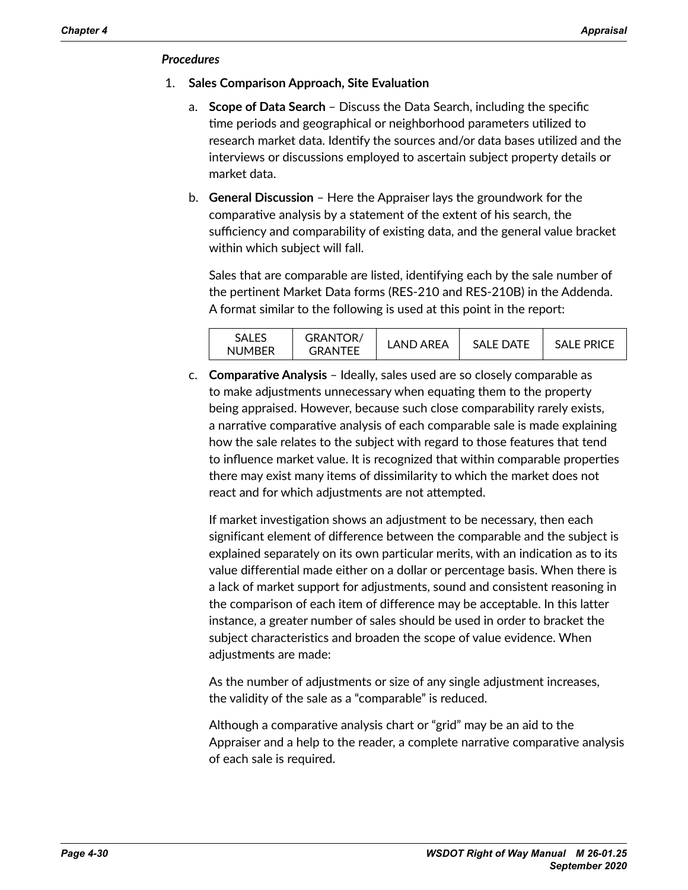*Procedures*

1. **Sales Comparison Approach, Site Evaluation**

   a. **Scope of Data Search** – Discuss the Data Search, including the specific time periods and geographical or neighborhood parameters utilized to research market data. Identify the sources and/or data bases utilized and the interviews or discussions employed to ascertain subject property details or market data.

   b. **General Discussion** – Here the Appraiser lays the groundwork for the comparative analysis by a statement of the extent of his search, the sufficiency and comparability of existing data, and the general value bracket within which subject will fall.

      Sales that are comparable are listed, identifying each by the sale number of the pertinent Market Data forms (RES-210 and RES-210B) in the Addenda. A format similar to the following is used at this point in the report:

| SALES NUMBER | GRANTOR/ GRANTEE | LAND AREA | SALE DATE | SALE PRICE |
|---|---|---|---|---|

   c. **Comparative Analysis** – Ideally, sales used are so closely comparable as to make adjustments unnecessary when equating them to the property being appraised. However, because such close comparability rarely exists, a narrative comparative analysis of each comparable sale is made explaining how the sale relates to the subject with regard to those features that tend to influence market value. It is recognized that within comparable properties there may exist many items of dissimilarity to which the market does not react and for which adjustments are not attempted.

      If market investigation shows an adjustment to be necessary, then each significant element of difference between the comparable and the subject is explained separately on its own particular merits, with an indication as to its value differential made either on a dollar or percentage basis. When there is a lack of market support for adjustments, sound and consistent reasoning in the comparison of each item of difference may be acceptable. In this latter instance, a greater number of sales should be used in order to bracket the subject characteristics and broaden the scope of value evidence. When adjustments are made:

      As the number of adjustments or size of any single adjustment increases, the validity of the sale as a "comparable" is reduced.

      Although a comparative analysis chart or "grid" may be an aid to the Appraiser and a help to the reader, a complete narrative comparative analysis of each sale is required.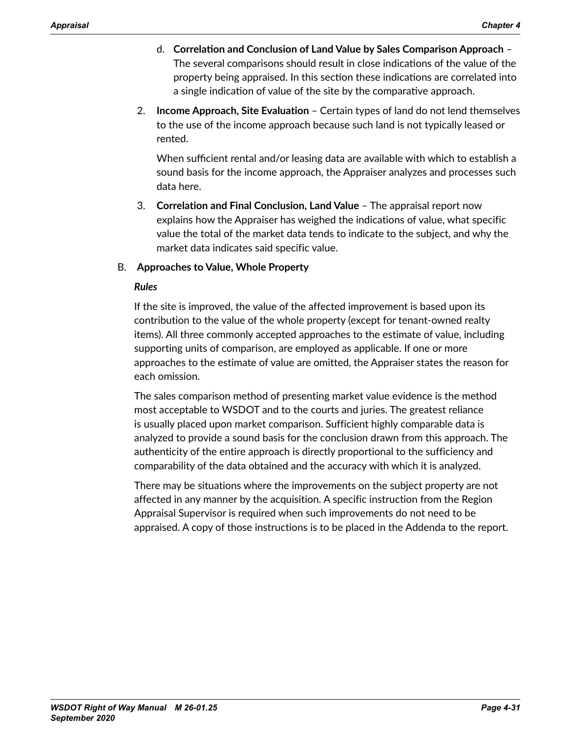d. **Correlation and Conclusion of Land Value by Sales Comparison Approach** – The several comparisons should result in close indications of the value of the property being appraised. In this section these indications are correlated into a single indication of value of the site by the comparative approach.

2. **Income Approach, Site Evaluation** – Certain types of land do not lend themselves to the use of the income approach because such land is not typically leased or rented.

   When sufficient rental and/or leasing data are available with which to establish a sound basis for the income approach, the Appraiser analyzes and processes such data here.

3. **Correlation and Final Conclusion, Land Value** – The appraisal report now explains how the Appraiser has weighed the indications of value, what specific value the total of the market data tends to indicate to the subject, and why the market data indicates said specific value.

B. **Approaches to Value, Whole Property**

***Rules***

If the site is improved, the value of the affected improvement is based upon its contribution to the value of the whole property (except for tenant-owned realty items). All three commonly accepted approaches to the estimate of value, including supporting units of comparison, are employed as applicable. If one or more approaches to the estimate of value are omitted, the Appraiser states the reason for each omission.

The sales comparison method of presenting market value evidence is the method most acceptable to WSDOT and to the courts and juries. The greatest reliance is usually placed upon market comparison. Sufficient highly comparable data is analyzed to provide a sound basis for the conclusion drawn from this approach. The authenticity of the entire approach is directly proportional to the sufficiency and comparability of the data obtained and the accuracy with which it is analyzed.

There may be situations where the improvements on the subject property are not affected in any manner by the acquisition. A specific instruction from the Region Appraisal Supervisor is required when such improvements do not need to be appraised. A copy of those instructions is to be placed in the Addenda to the report.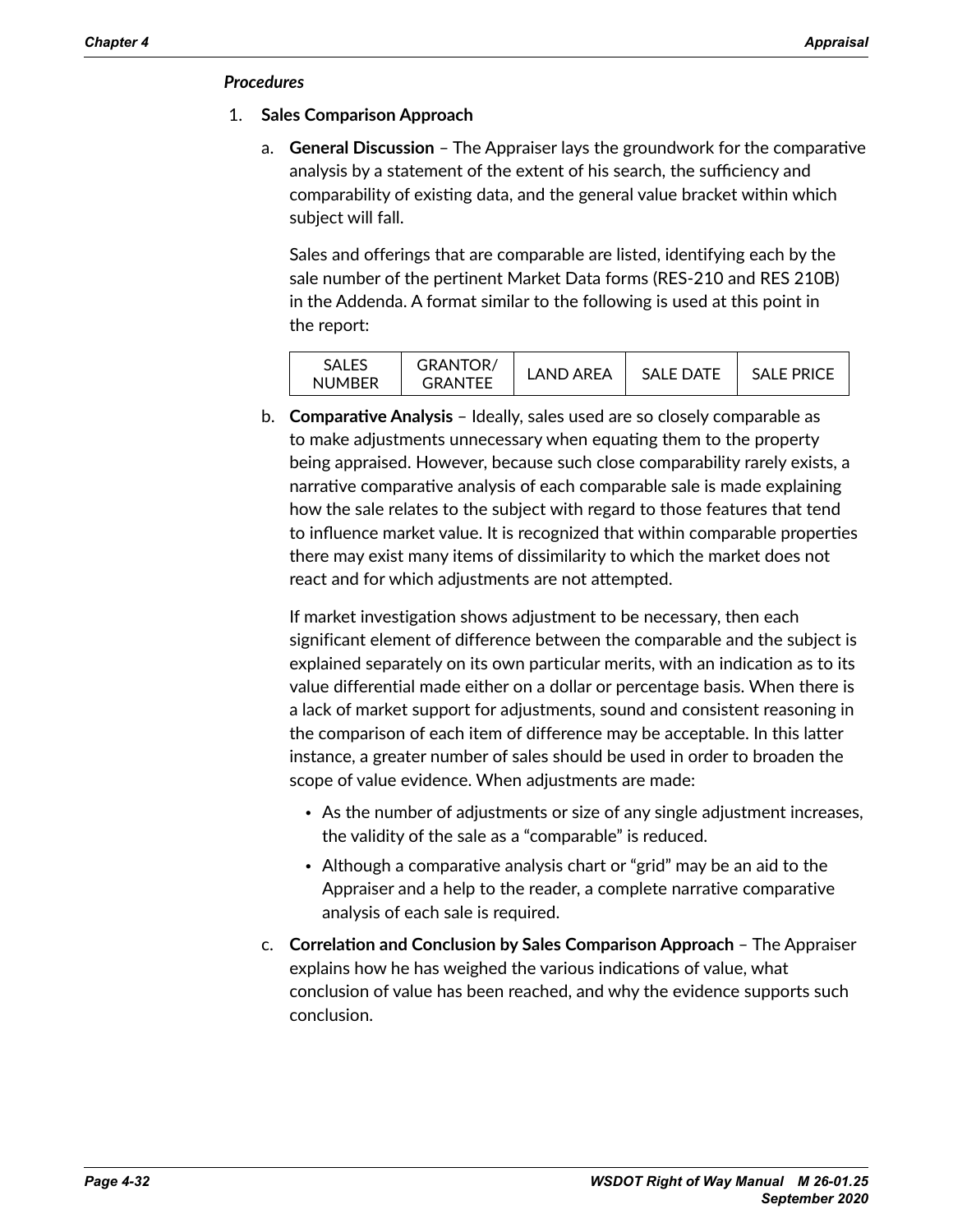*Procedures*

1. **Sales Comparison Approach**

   a. **General Discussion** – The Appraiser lays the groundwork for the comparative analysis by a statement of the extent of his search, the sufficiency and comparability of existing data, and the general value bracket within which subject will fall.

   Sales and offerings that are comparable are listed, identifying each by the sale number of the pertinent Market Data forms (RES-210 and RES 210B) in the Addenda. A format similar to the following is used at this point in the report:

   | SALES NUMBER | GRANTOR/ GRANTEE | LAND AREA | SALE DATE | SALE PRICE |
   |---|---|---|---|---|

   b. **Comparative Analysis** – Ideally, sales used are so closely comparable as to make adjustments unnecessary when equating them to the property being appraised. However, because such close comparability rarely exists, a narrative comparative analysis of each comparable sale is made explaining how the sale relates to the subject with regard to those features that tend to influence market value. It is recognized that within comparable properties there may exist many items of dissimilarity to which the market does not react and for which adjustments are not attempted.

   If market investigation shows adjustment to be necessary, then each significant element of difference between the comparable and the subject is explained separately on its own particular merits, with an indication as to its value differential made either on a dollar or percentage basis. When there is a lack of market support for adjustments, sound and consistent reasoning in the comparison of each item of difference may be acceptable. In this latter instance, a greater number of sales should be used in order to broaden the scope of value evidence. When adjustments are made:

   - As the number of adjustments or size of any single adjustment increases, the validity of the sale as a "comparable" is reduced.
   - Although a comparative analysis chart or "grid" may be an aid to the Appraiser and a help to the reader, a complete narrative comparative analysis of each sale is required.

   c. **Correlation and Conclusion by Sales Comparison Approach** – The Appraiser explains how he has weighed the various indications of value, what conclusion of value has been reached, and why the evidence supports such conclusion.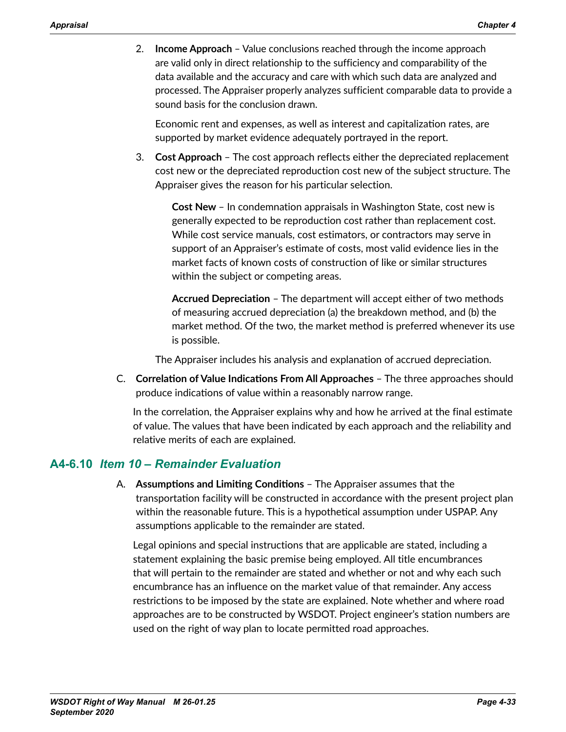2. **Income Approach** – Value conclusions reached through the income approach are valid only in direct relationship to the sufficiency and comparability of the data available and the accuracy and care with which such data are analyzed and processed. The Appraiser properly analyzes sufficient comparable data to provide a sound basis for the conclusion drawn.

   Economic rent and expenses, as well as interest and capitalization rates, are supported by market evidence adequately portrayed in the report.

3. **Cost Approach** – The cost approach reflects either the depreciated replacement cost new or the depreciated reproduction cost new of the subject structure. The Appraiser gives the reason for his particular selection.

   **Cost New** – In condemnation appraisals in Washington State, cost new is generally expected to be reproduction cost rather than replacement cost. While cost service manuals, cost estimators, or contractors may serve in support of an Appraiser's estimate of costs, most valid evidence lies in the market facts of known costs of construction of like or similar structures within the subject or competing areas.

   **Accrued Depreciation** – The department will accept either of two methods of measuring accrued depreciation (a) the breakdown method, and (b) the market method. Of the two, the market method is preferred whenever its use is possible.

   The Appraiser includes his analysis and explanation of accrued depreciation.

C. **Correlation of Value Indications From All Approaches** – The three approaches should produce indications of value within a reasonably narrow range.

   In the correlation, the Appraiser explains why and how he arrived at the final estimate of value. The values that have been indicated by each approach and the reliability and relative merits of each are explained.

## A4-6.10 *Item 10 – Remainder Evaluation*

A. **Assumptions and Limiting Conditions** – The Appraiser assumes that the transportation facility will be constructed in accordance with the present project plan within the reasonable future. This is a hypothetical assumption under USPAP. Any assumptions applicable to the remainder are stated.

   Legal opinions and special instructions that are applicable are stated, including a statement explaining the basic premise being employed. All title encumbrances that will pertain to the remainder are stated and whether or not and why each such encumbrance has an influence on the market value of that remainder. Any access restrictions to be imposed by the state are explained. Note whether and where road approaches are to be constructed by WSDOT. Project engineer's station numbers are used on the right of way plan to locate permitted road approaches.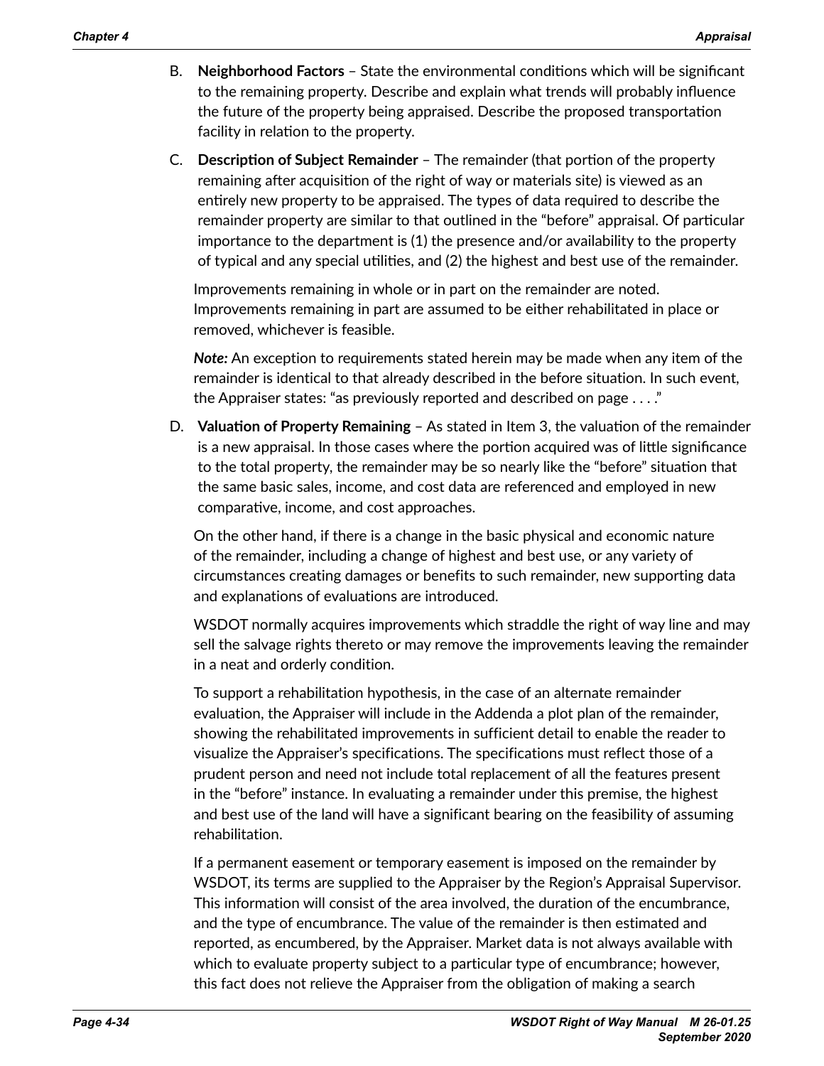B. **Neighborhood Factors** – State the environmental conditions which will be significant to the remaining property. Describe and explain what trends will probably influence the future of the property being appraised. Describe the proposed transportation facility in relation to the property.

C. **Description of Subject Remainder** – The remainder (that portion of the property remaining after acquisition of the right of way or materials site) is viewed as an entirely new property to be appraised. The types of data required to describe the remainder property are similar to that outlined in the "before" appraisal. Of particular importance to the department is (1) the presence and/or availability to the property of typical and any special utilities, and (2) the highest and best use of the remainder.

   Improvements remaining in whole or in part on the remainder are noted. Improvements remaining in part are assumed to be either rehabilitated in place or removed, whichever is feasible.

   ***Note:*** An exception to requirements stated herein may be made when any item of the remainder is identical to that already described in the before situation. In such event, the Appraiser states: "as previously reported and described on page . . . ."

D. **Valuation of Property Remaining** – As stated in Item 3, the valuation of the remainder is a new appraisal. In those cases where the portion acquired was of little significance to the total property, the remainder may be so nearly like the "before" situation that the same basic sales, income, and cost data are referenced and employed in new comparative, income, and cost approaches.

   On the other hand, if there is a change in the basic physical and economic nature of the remainder, including a change of highest and best use, or any variety of circumstances creating damages or benefits to such remainder, new supporting data and explanations of evaluations are introduced.

   WSDOT normally acquires improvements which straddle the right of way line and may sell the salvage rights thereto or may remove the improvements leaving the remainder in a neat and orderly condition.

   To support a rehabilitation hypothesis, in the case of an alternate remainder evaluation, the Appraiser will include in the Addenda a plot plan of the remainder, showing the rehabilitated improvements in sufficient detail to enable the reader to visualize the Appraiser's specifications. The specifications must reflect those of a prudent person and need not include total replacement of all the features present in the "before" instance. In evaluating a remainder under this premise, the highest and best use of the land will have a significant bearing on the feasibility of assuming rehabilitation.

   If a permanent easement or temporary easement is imposed on the remainder by WSDOT, its terms are supplied to the Appraiser by the Region's Appraisal Supervisor. This information will consist of the area involved, the duration of the encumbrance, and the type of encumbrance. The value of the remainder is then estimated and reported, as encumbered, by the Appraiser. Market data is not always available with which to evaluate property subject to a particular type of encumbrance; however, this fact does not relieve the Appraiser from the obligation of making a search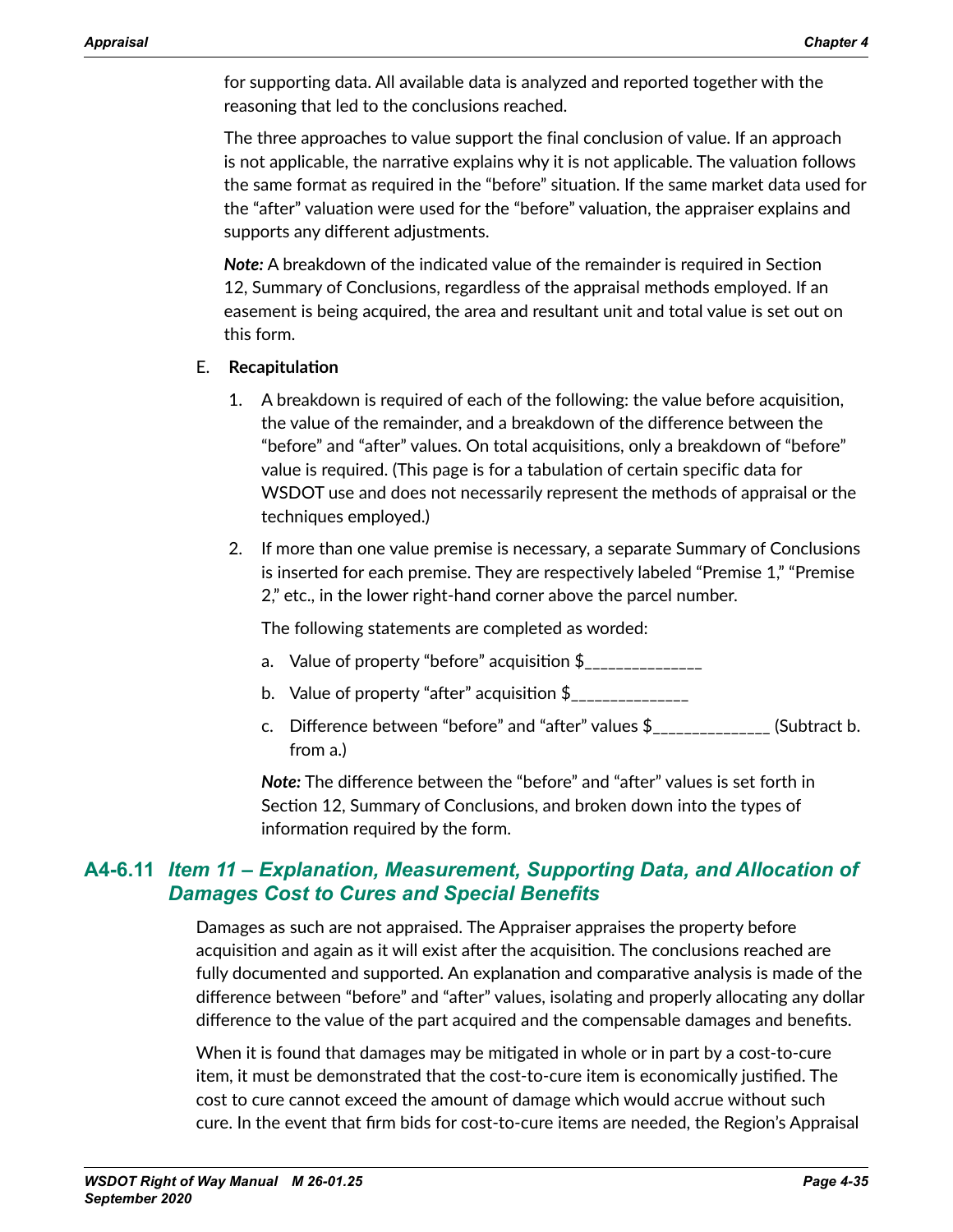for supporting data. All available data is analyzed and reported together with the reasoning that led to the conclusions reached.

The three approaches to value support the final conclusion of value. If an approach is not applicable, the narrative explains why it is not applicable. The valuation follows the same format as required in the "before" situation. If the same market data used for the "after" valuation were used for the "before" valuation, the appraiser explains and supports any different adjustments.

***Note:*** A breakdown of the indicated value of the remainder is required in Section 12, Summary of Conclusions, regardless of the appraisal methods employed. If an easement is being acquired, the area and resultant unit and total value is set out on this form.

E. **Recapitulation**

1. A breakdown is required of each of the following: the value before acquisition, the value of the remainder, and a breakdown of the difference between the "before" and "after" values. On total acquisitions, only a breakdown of "before" value is required. (This page is for a tabulation of certain specific data for WSDOT use and does not necessarily represent the methods of appraisal or the techniques employed.)

2. If more than one value premise is necessary, a separate Summary of Conclusions is inserted for each premise. They are respectively labeled "Premise 1," "Premise 2," etc., in the lower right-hand corner above the parcel number.

   The following statements are completed as worded:

   a. Value of property "before" acquisition $______________

   b. Value of property "after" acquisition $______________

   c. Difference between "before" and "after" values $______________ (Subtract b. from a.)

   ***Note:*** The difference between the "before" and "after" values is set forth in Section 12, Summary of Conclusions, and broken down into the types of information required by the form.

## A4-6.11 *Item 11 – Explanation, Measurement, Supporting Data, and Allocation of Damages Cost to Cures and Special Benefits*

Damages as such are not appraised. The Appraiser appraises the property before acquisition and again as it will exist after the acquisition. The conclusions reached are fully documented and supported. An explanation and comparative analysis is made of the difference between "before" and "after" values, isolating and properly allocating any dollar difference to the value of the part acquired and the compensable damages and benefits.

When it is found that damages may be mitigated in whole or in part by a cost-to-cure item, it must be demonstrated that the cost-to-cure item is economically justified. The cost to cure cannot exceed the amount of damage which would accrue without such cure. In the event that firm bids for cost-to-cure items are needed, the Region's Appraisal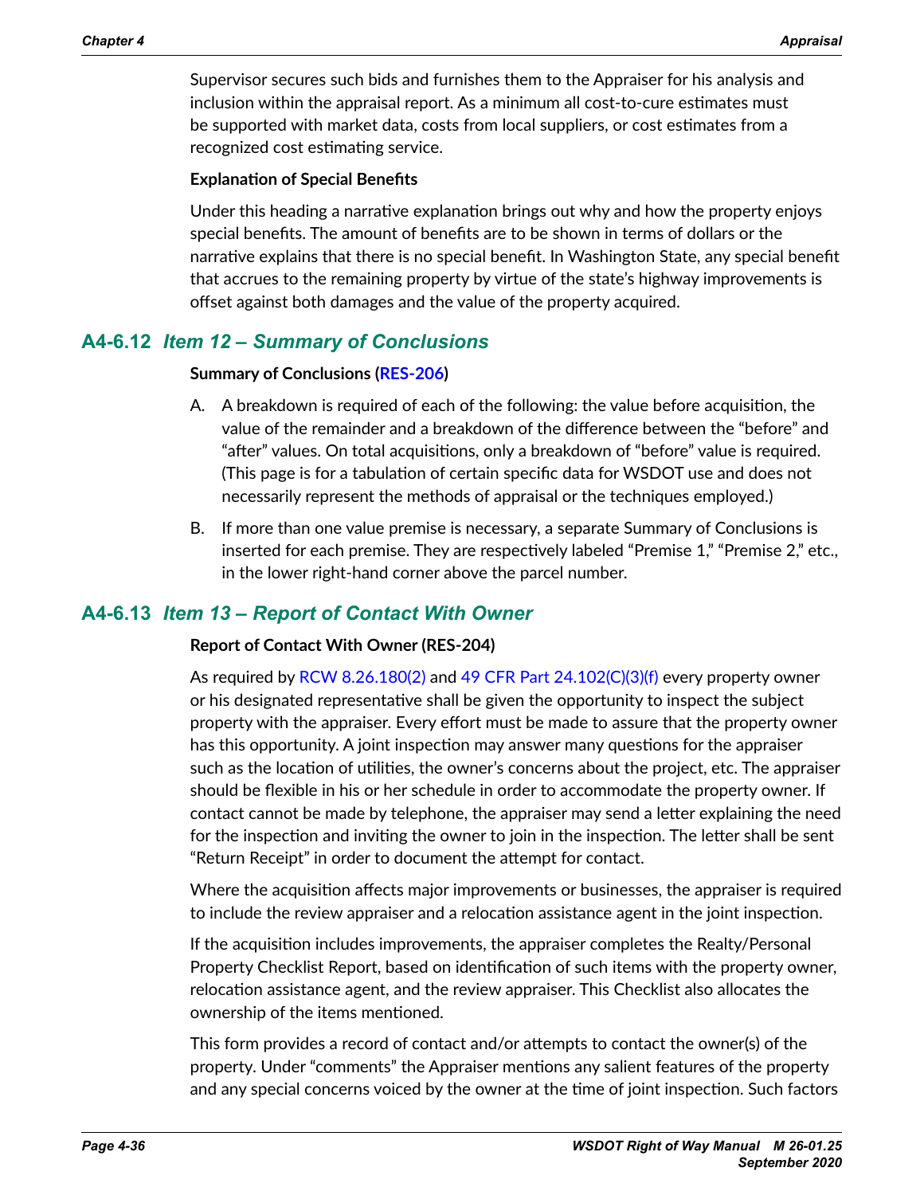Supervisor secures such bids and furnishes them to the Appraiser for his analysis and inclusion within the appraisal report. As a minimum all cost-to-cure estimates must be supported with market data, costs from local suppliers, or cost estimates from a recognized cost estimating service.

**Explanation of Special Benefits**

Under this heading a narrative explanation brings out why and how the property enjoys special benefits. The amount of benefits are to be shown in terms of dollars or the narrative explains that there is no special benefit. In Washington State, any special benefit that accrues to the remaining property by virtue of the state's highway improvements is offset against both damages and the value of the property acquired.

## A4-6.12 *Item 12 – Summary of Conclusions*

**Summary of Conclusions (RES-206)**

A. A breakdown is required of each of the following: the value before acquisition, the value of the remainder and a breakdown of the difference between the "before" and "after" values. On total acquisitions, only a breakdown of "before" value is required. (This page is for a tabulation of certain specific data for WSDOT use and does not necessarily represent the methods of appraisal or the techniques employed.)

B. If more than one value premise is necessary, a separate Summary of Conclusions is inserted for each premise. They are respectively labeled "Premise 1," "Premise 2," etc., in the lower right-hand corner above the parcel number.

## A4-6.13 *Item 13 – Report of Contact With Owner*

**Report of Contact With Owner (RES-204)**

As required by RCW 8.26.180(2) and 49 CFR Part 24.102(C)(3)(f) every property owner or his designated representative shall be given the opportunity to inspect the subject property with the appraiser. Every effort must be made to assure that the property owner has this opportunity. A joint inspection may answer many questions for the appraiser such as the location of utilities, the owner's concerns about the project, etc. The appraiser should be flexible in his or her schedule in order to accommodate the property owner. If contact cannot be made by telephone, the appraiser may send a letter explaining the need for the inspection and inviting the owner to join in the inspection. The letter shall be sent "Return Receipt" in order to document the attempt for contact.

Where the acquisition affects major improvements or businesses, the appraiser is required to include the review appraiser and a relocation assistance agent in the joint inspection.

If the acquisition includes improvements, the appraiser completes the Realty/Personal Property Checklist Report, based on identification of such items with the property owner, relocation assistance agent, and the review appraiser. This Checklist also allocates the ownership of the items mentioned.

This form provides a record of contact and/or attempts to contact the owner(s) of the property. Under "comments" the Appraiser mentions any salient features of the property and any special concerns voiced by the owner at the time of joint inspection. Such factors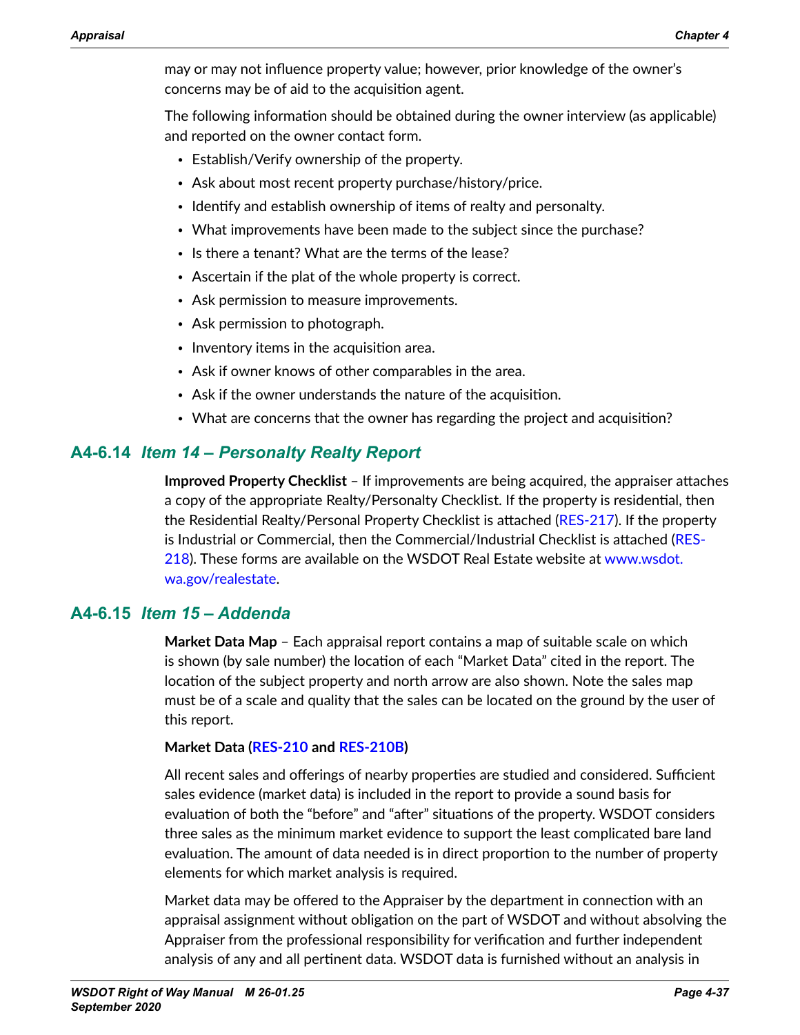may or may not influence property value; however, prior knowledge of the owner's concerns may be of aid to the acquisition agent.

The following information should be obtained during the owner interview (as applicable) and reported on the owner contact form.

- Establish/Verify ownership of the property.
- Ask about most recent property purchase/history/price.
- Identify and establish ownership of items of realty and personalty.
- What improvements have been made to the subject since the purchase?
- Is there a tenant? What are the terms of the lease?
- Ascertain if the plat of the whole property is correct.
- Ask permission to measure improvements.
- Ask permission to photograph.
- Inventory items in the acquisition area.
- Ask if owner knows of other comparables in the area.
- Ask if the owner understands the nature of the acquisition.
- What are concerns that the owner has regarding the project and acquisition?

## A4-6.14 *Item 14 – Personalty Realty Report*

**Improved Property Checklist** – If improvements are being acquired, the appraiser attaches a copy of the appropriate Realty/Personalty Checklist. If the property is residential, then the Residential Realty/Personal Property Checklist is attached (RES-217). If the property is Industrial or Commercial, then the Commercial/Industrial Checklist is attached (RES-218). These forms are available on the WSDOT Real Estate website at www.wsdot.wa.gov/realestate.

## A4-6.15 *Item 15 – Addenda*

**Market Data Map** – Each appraisal report contains a map of suitable scale on which is shown (by sale number) the location of each "Market Data" cited in the report. The location of the subject property and north arrow are also shown. Note the sales map must be of a scale and quality that the sales can be located on the ground by the user of this report.

**Market Data (RES-210 and RES-210B)**

All recent sales and offerings of nearby properties are studied and considered. Sufficient sales evidence (market data) is included in the report to provide a sound basis for evaluation of both the "before" and "after" situations of the property. WSDOT considers three sales as the minimum market evidence to support the least complicated bare land evaluation. The amount of data needed is in direct proportion to the number of property elements for which market analysis is required.

Market data may be offered to the Appraiser by the department in connection with an appraisal assignment without obligation on the part of WSDOT and without absolving the Appraiser from the professional responsibility for verification and further independent analysis of any and all pertinent data. WSDOT data is furnished without an analysis in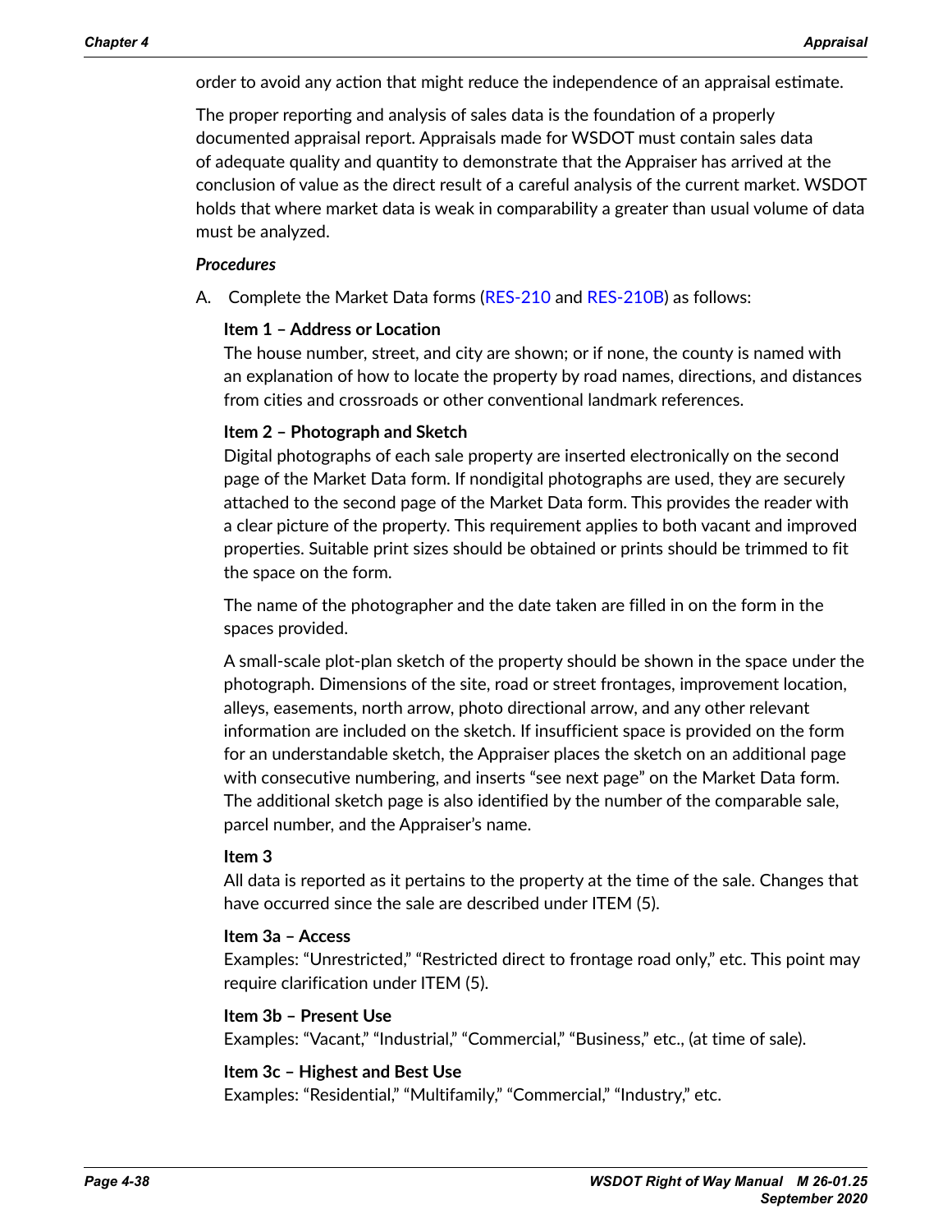order to avoid any action that might reduce the independence of an appraisal estimate.

The proper reporting and analysis of sales data is the foundation of a properly documented appraisal report. Appraisals made for WSDOT must contain sales data of adequate quality and quantity to demonstrate that the Appraiser has arrived at the conclusion of value as the direct result of a careful analysis of the current market. WSDOT holds that where market data is weak in comparability a greater than usual volume of data must be analyzed.

***Procedures***

A. Complete the Market Data forms (RES-210 and RES-210B) as follows:

**Item 1 – Address or Location**
The house number, street, and city are shown; or if none, the county is named with an explanation of how to locate the property by road names, directions, and distances from cities and crossroads or other conventional landmark references.

**Item 2 – Photograph and Sketch**
Digital photographs of each sale property are inserted electronically on the second page of the Market Data form. If nondigital photographs are used, they are securely attached to the second page of the Market Data form. This provides the reader with a clear picture of the property. This requirement applies to both vacant and improved properties. Suitable print sizes should be obtained or prints should be trimmed to fit the space on the form.

The name of the photographer and the date taken are filled in on the form in the spaces provided.

A small-scale plot-plan sketch of the property should be shown in the space under the photograph. Dimensions of the site, road or street frontages, improvement location, alleys, easements, north arrow, photo directional arrow, and any other relevant information are included on the sketch. If insufficient space is provided on the form for an understandable sketch, the Appraiser places the sketch on an additional page with consecutive numbering, and inserts "see next page" on the Market Data form. The additional sketch page is also identified by the number of the comparable sale, parcel number, and the Appraiser's name.

**Item 3**
All data is reported as it pertains to the property at the time of the sale. Changes that have occurred since the sale are described under ITEM (5).

**Item 3a – Access**
Examples: "Unrestricted," "Restricted direct to frontage road only," etc. This point may require clarification under ITEM (5).

**Item 3b – Present Use**
Examples: "Vacant," "Industrial," "Commercial," "Business," etc., (at time of sale).

**Item 3c – Highest and Best Use**
Examples: "Residential," "Multifamily," "Commercial," "Industry," etc.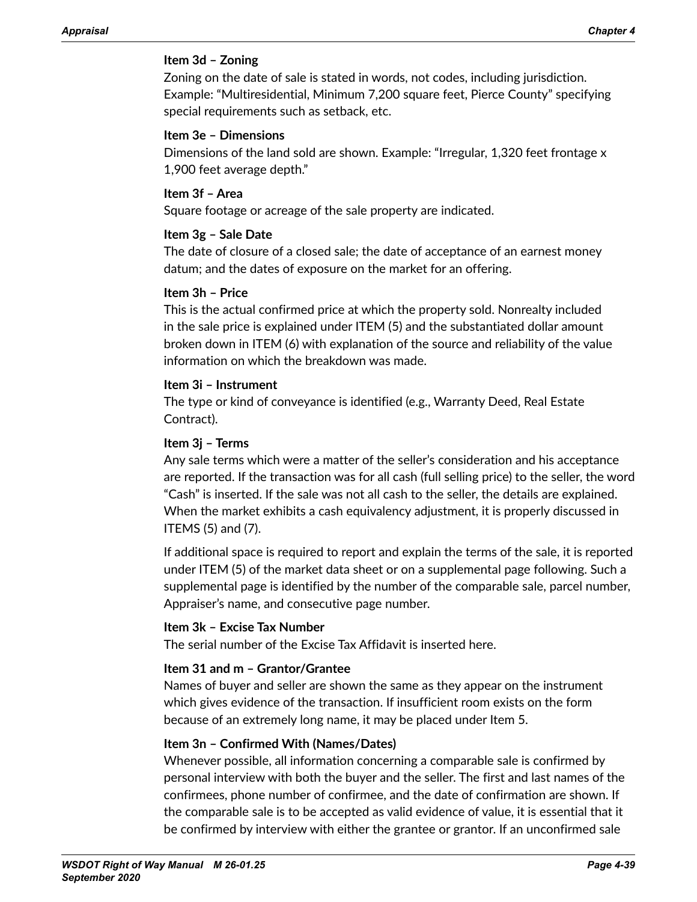#### Item 3d – Zoning

Zoning on the date of sale is stated in words, not codes, including jurisdiction. Example: "Multiresidential, Minimum 7,200 square feet, Pierce County" specifying special requirements such as setback, etc.

#### Item 3e – Dimensions

Dimensions of the land sold are shown. Example: "Irregular, 1,320 feet frontage x 1,900 feet average depth."

#### Item 3f – Area

Square footage or acreage of the sale property are indicated.

#### Item 3g – Sale Date

The date of closure of a closed sale; the date of acceptance of an earnest money datum; and the dates of exposure on the market for an offering.

#### Item 3h – Price

This is the actual confirmed price at which the property sold. Nonrealty included in the sale price is explained under ITEM (5) and the substantiated dollar amount broken down in ITEM (6) with explanation of the source and reliability of the value information on which the breakdown was made.

#### Item 3i – Instrument

The type or kind of conveyance is identified (e.g., Warranty Deed, Real Estate Contract).

#### Item 3j – Terms

Any sale terms which were a matter of the seller's consideration and his acceptance are reported. If the transaction was for all cash (full selling price) to the seller, the word "Cash" is inserted. If the sale was not all cash to the seller, the details are explained. When the market exhibits a cash equivalency adjustment, it is properly discussed in ITEMS (5) and (7).

If additional space is required to report and explain the terms of the sale, it is reported under ITEM (5) of the market data sheet or on a supplemental page following. Such a supplemental page is identified by the number of the comparable sale, parcel number, Appraiser's name, and consecutive page number.

#### Item 3k – Excise Tax Number

The serial number of the Excise Tax Affidavit is inserted here.

#### Item 31 and m – Grantor/Grantee

Names of buyer and seller are shown the same as they appear on the instrument which gives evidence of the transaction. If insufficient room exists on the form because of an extremely long name, it may be placed under Item 5.

#### Item 3n – Confirmed With (Names/Dates)

Whenever possible, all information concerning a comparable sale is confirmed by personal interview with both the buyer and the seller. The first and last names of the confirmees, phone number of confirmee, and the date of confirmation are shown. If the comparable sale is to be accepted as valid evidence of value, it is essential that it be confirmed by interview with either the grantee or grantor. If an unconfirmed sale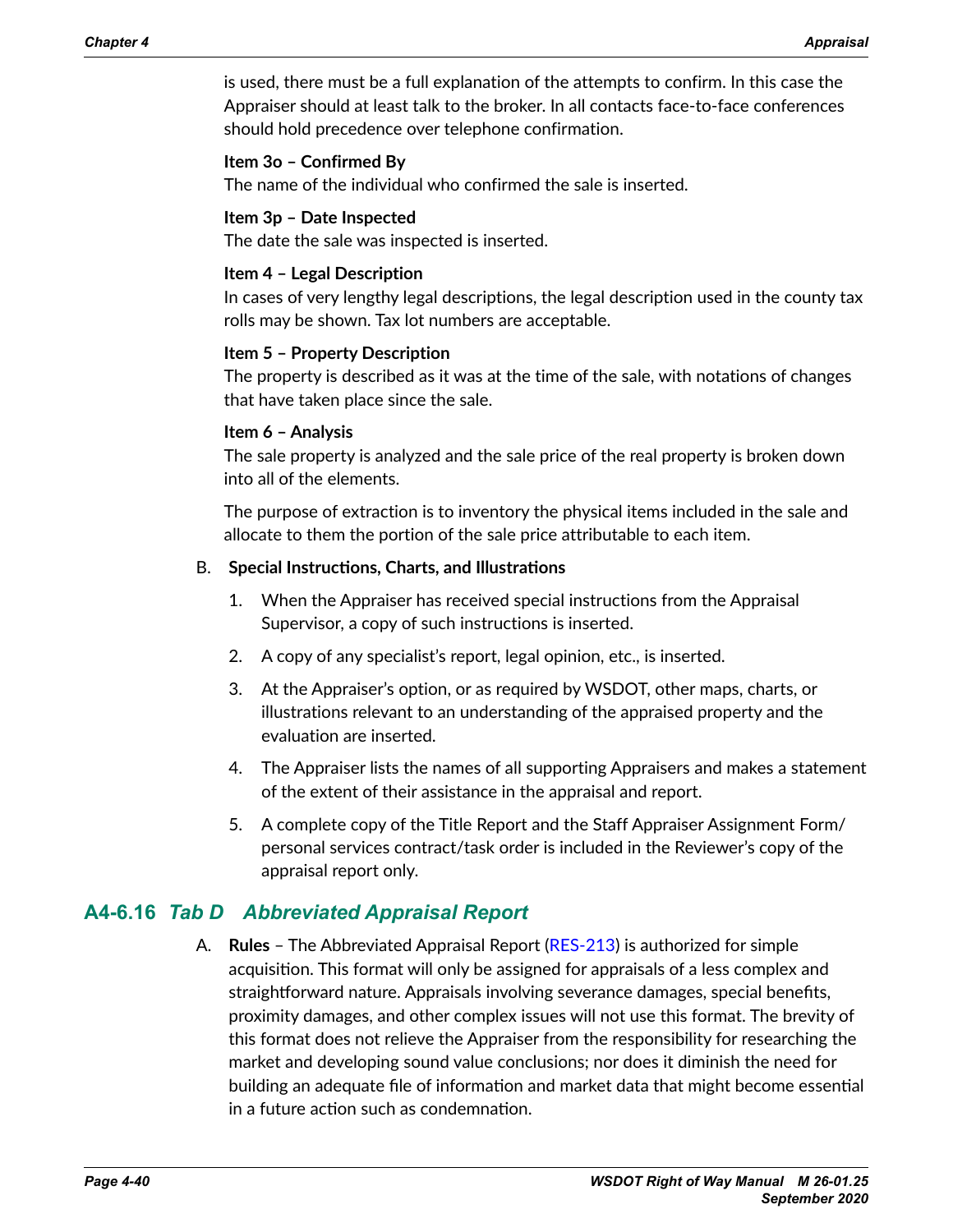is used, there must be a full explanation of the attempts to confirm. In this case the Appraiser should at least talk to the broker. In all contacts face-to-face conferences should hold precedence over telephone confirmation.

**Item 3o – Confirmed By**
The name of the individual who confirmed the sale is inserted.

**Item 3p – Date Inspected**
The date the sale was inspected is inserted.

**Item 4 – Legal Description**
In cases of very lengthy legal descriptions, the legal description used in the county tax rolls may be shown. Tax lot numbers are acceptable.

**Item 5 – Property Description**
The property is described as it was at the time of the sale, with notations of changes that have taken place since the sale.

**Item 6 – Analysis**
The sale property is analyzed and the sale price of the real property is broken down into all of the elements.

The purpose of extraction is to inventory the physical items included in the sale and allocate to them the portion of the sale price attributable to each item.

B. **Special Instructions, Charts, and Illustrations**

1. When the Appraiser has received special instructions from the Appraisal Supervisor, a copy of such instructions is inserted.
2. A copy of any specialist's report, legal opinion, etc., is inserted.
3. At the Appraiser's option, or as required by WSDOT, other maps, charts, or illustrations relevant to an understanding of the appraised property and the evaluation are inserted.
4. The Appraiser lists the names of all supporting Appraisers and makes a statement of the extent of their assistance in the appraisal and report.
5. A complete copy of the Title Report and the Staff Appraiser Assignment Form/personal services contract/task order is included in the Reviewer's copy of the appraisal report only.

## A4-6.16 *Tab D Abbreviated Appraisal Report*

A. **Rules** – The Abbreviated Appraisal Report (RES-213) is authorized for simple acquisition. This format will only be assigned for appraisals of a less complex and straightforward nature. Appraisals involving severance damages, special benefits, proximity damages, and other complex issues will not use this format. The brevity of this format does not relieve the Appraiser from the responsibility for researching the market and developing sound value conclusions; nor does it diminish the need for building an adequate file of information and market data that might become essential in a future action such as condemnation.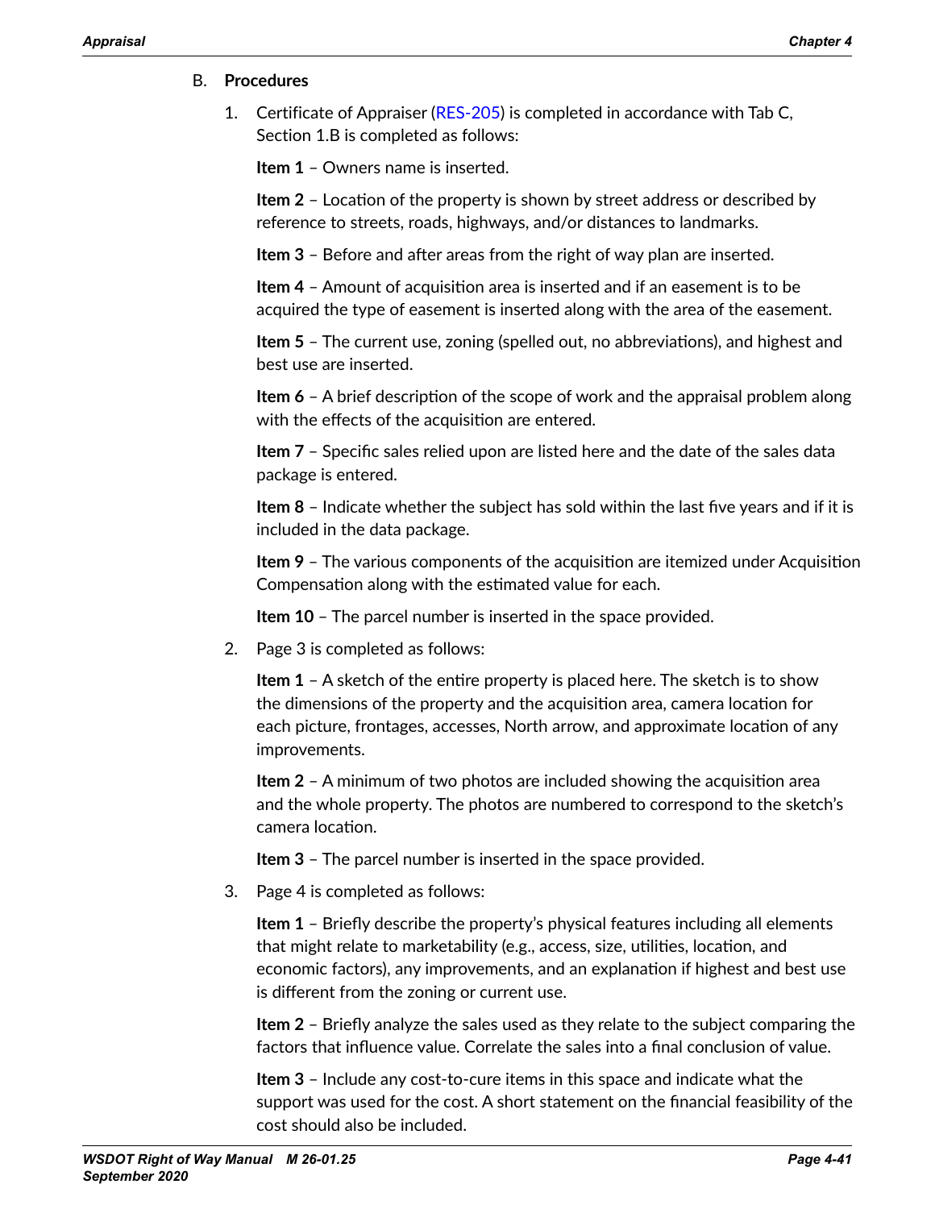B. **Procedures**

1. Certificate of Appraiser (RES-205) is completed in accordance with Tab C, Section 1.B is completed as follows:

   **Item 1** – Owners name is inserted.

   **Item 2** – Location of the property is shown by street address or described by reference to streets, roads, highways, and/or distances to landmarks.

   **Item 3** – Before and after areas from the right of way plan are inserted.

   **Item 4** – Amount of acquisition area is inserted and if an easement is to be acquired the type of easement is inserted along with the area of the easement.

   **Item 5** – The current use, zoning (spelled out, no abbreviations), and highest and best use are inserted.

   **Item 6** – A brief description of the scope of work and the appraisal problem along with the effects of the acquisition are entered.

   **Item 7** – Specific sales relied upon are listed here and the date of the sales data package is entered.

   **Item 8** – Indicate whether the subject has sold within the last five years and if it is included in the data package.

   **Item 9** – The various components of the acquisition are itemized under Acquisition Compensation along with the estimated value for each.

   **Item 10** – The parcel number is inserted in the space provided.

2. Page 3 is completed as follows:

   **Item 1** – A sketch of the entire property is placed here. The sketch is to show the dimensions of the property and the acquisition area, camera location for each picture, frontages, accesses, North arrow, and approximate location of any improvements.

   **Item 2** – A minimum of two photos are included showing the acquisition area and the whole property. The photos are numbered to correspond to the sketch's camera location.

   **Item 3** – The parcel number is inserted in the space provided.

3. Page 4 is completed as follows:

   **Item 1** – Briefly describe the property's physical features including all elements that might relate to marketability (e.g., access, size, utilities, location, and economic factors), any improvements, and an explanation if highest and best use is different from the zoning or current use.

   **Item 2** – Briefly analyze the sales used as they relate to the subject comparing the factors that influence value. Correlate the sales into a final conclusion of value.

   **Item 3** – Include any cost-to-cure items in this space and indicate what the support was used for the cost. A short statement on the financial feasibility of the cost should also be included.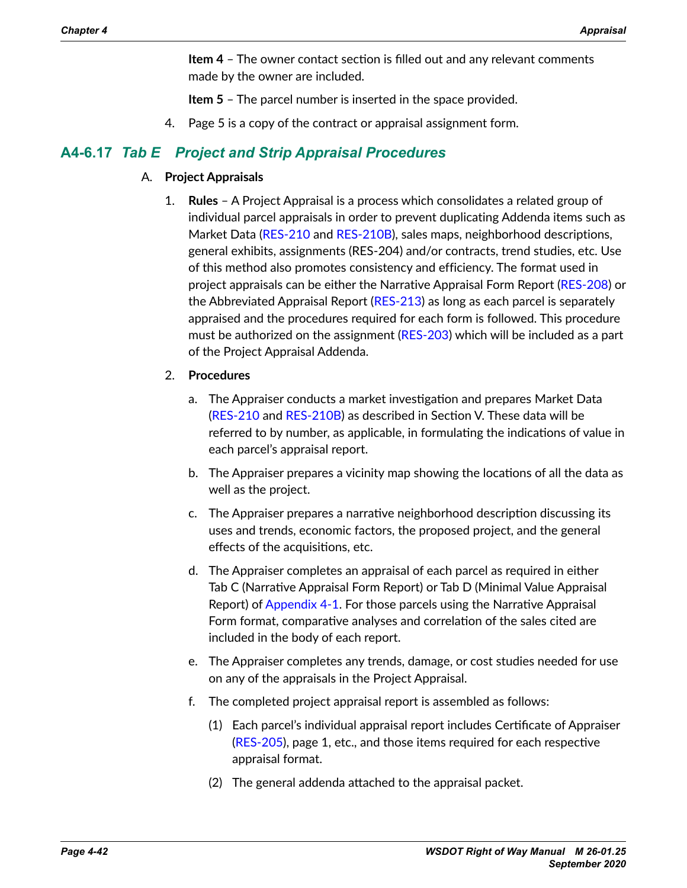**Item 4** – The owner contact section is filled out and any relevant comments made by the owner are included.

**Item 5** – The parcel number is inserted in the space provided.

4. Page 5 is a copy of the contract or appraisal assignment form.

## A4-6.17 *Tab E Project and Strip Appraisal Procedures*

A. **Project Appraisals**

1. **Rules** – A Project Appraisal is a process which consolidates a related group of individual parcel appraisals in order to prevent duplicating Addenda items such as Market Data (RES-210 and RES-210B), sales maps, neighborhood descriptions, general exhibits, assignments (RES-204) and/or contracts, trend studies, etc. Use of this method also promotes consistency and efficiency. The format used in project appraisals can be either the Narrative Appraisal Form Report (RES-208) or the Abbreviated Appraisal Report (RES-213) as long as each parcel is separately appraised and the procedures required for each form is followed. This procedure must be authorized on the assignment (RES-203) which will be included as a part of the Project Appraisal Addenda.

2. **Procedures**

   a. The Appraiser conducts a market investigation and prepares Market Data (RES-210 and RES-210B) as described in Section V. These data will be referred to by number, as applicable, in formulating the indications of value in each parcel's appraisal report.

   b. The Appraiser prepares a vicinity map showing the locations of all the data as well as the project.

   c. The Appraiser prepares a narrative neighborhood description discussing its uses and trends, economic factors, the proposed project, and the general effects of the acquisitions, etc.

   d. The Appraiser completes an appraisal of each parcel as required in either Tab C (Narrative Appraisal Form Report) or Tab D (Minimal Value Appraisal Report) of Appendix 4-1. For those parcels using the Narrative Appraisal Form format, comparative analyses and correlation of the sales cited are included in the body of each report.

   e. The Appraiser completes any trends, damage, or cost studies needed for use on any of the appraisals in the Project Appraisal.

   f. The completed project appraisal report is assembled as follows:

      (1) Each parcel's individual appraisal report includes Certificate of Appraiser (RES-205), page 1, etc., and those items required for each respective appraisal format.

      (2) The general addenda attached to the appraisal packet.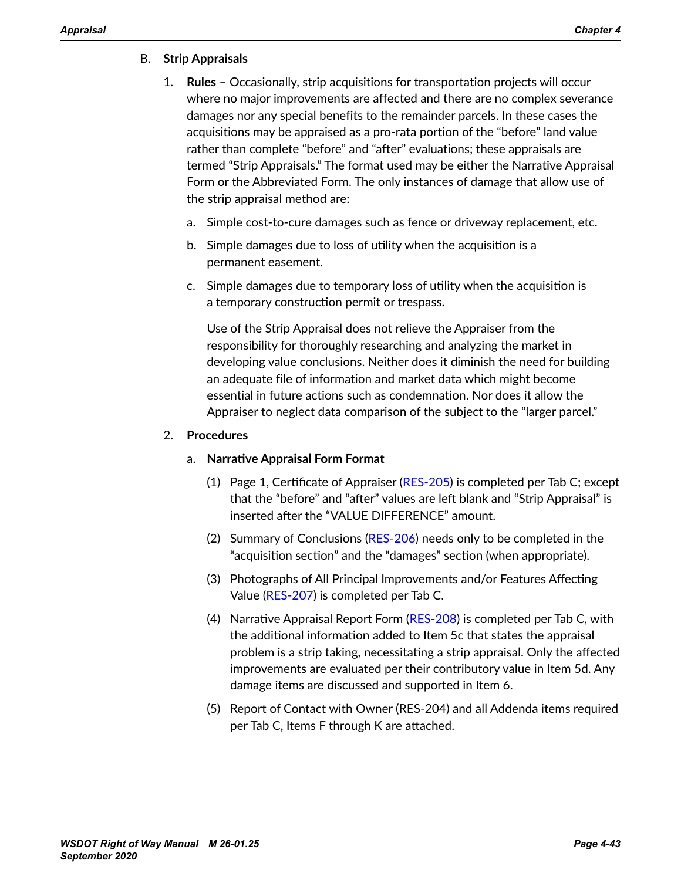B. **Strip Appraisals**

1. **Rules** – Occasionally, strip acquisitions for transportation projects will occur where no major improvements are affected and there are no complex severance damages nor any special benefits to the remainder parcels. In these cases the acquisitions may be appraised as a pro-rata portion of the "before" land value rather than complete "before" and "after" evaluations; these appraisals are termed "Strip Appraisals." The format used may be either the Narrative Appraisal Form or the Abbreviated Form. The only instances of damage that allow use of the strip appraisal method are:

   a. Simple cost-to-cure damages such as fence or driveway replacement, etc.

   b. Simple damages due to loss of utility when the acquisition is a permanent easement.

   c. Simple damages due to temporary loss of utility when the acquisition is a temporary construction permit or trespass.

   Use of the Strip Appraisal does not relieve the Appraiser from the responsibility for thoroughly researching and analyzing the market in developing value conclusions. Neither does it diminish the need for building an adequate file of information and market data which might become essential in future actions such as condemnation. Nor does it allow the Appraiser to neglect data comparison of the subject to the "larger parcel."

2. **Procedures**

   a. **Narrative Appraisal Form Format**

      (1) Page 1, Certificate of Appraiser (RES-205) is completed per Tab C; except that the "before" and "after" values are left blank and "Strip Appraisal" is inserted after the "VALUE DIFFERENCE" amount.

      (2) Summary of Conclusions (RES-206) needs only to be completed in the "acquisition section" and the "damages" section (when appropriate).

      (3) Photographs of All Principal Improvements and/or Features Affecting Value (RES-207) is completed per Tab C.

      (4) Narrative Appraisal Report Form (RES-208) is completed per Tab C, with the additional information added to Item 5c that states the appraisal problem is a strip taking, necessitating a strip appraisal. Only the affected improvements are evaluated per their contributory value in Item 5d. Any damage items are discussed and supported in Item 6.

      (5) Report of Contact with Owner (RES-204) and all Addenda items required per Tab C, Items F through K are attached.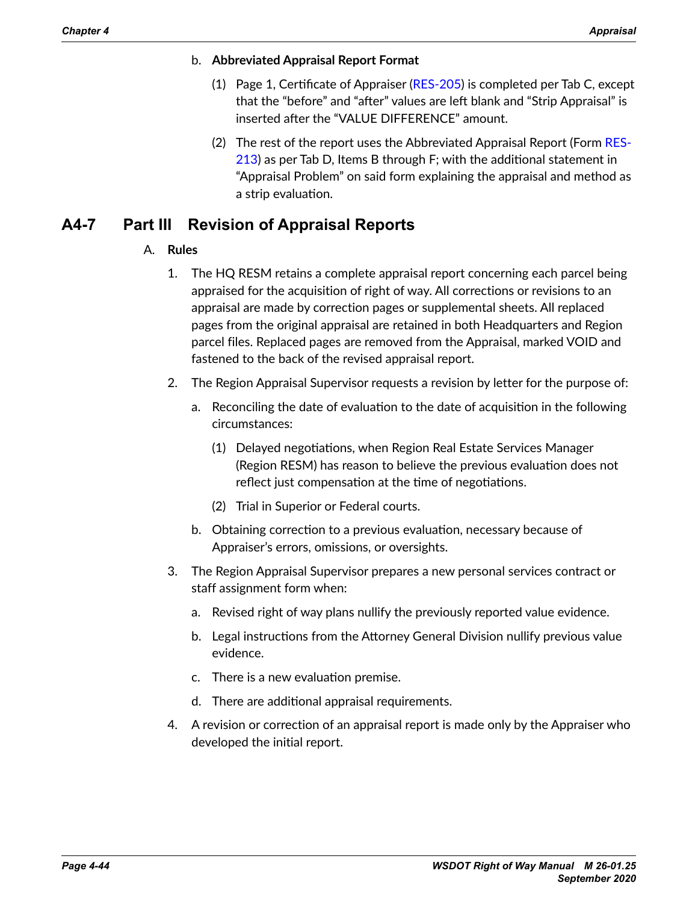b. **Abbreviated Appraisal Report Format**

   (1) Page 1, Certificate of Appraiser (RES-205) is completed per Tab C, except that the "before" and "after" values are left blank and "Strip Appraisal" is inserted after the "VALUE DIFFERENCE" amount.

   (2) The rest of the report uses the Abbreviated Appraisal Report (Form RES-213) as per Tab D, Items B through F; with the additional statement in "Appraisal Problem" on said form explaining the appraisal and method as a strip evaluation.

## A4-7 Part III Revision of Appraisal Reports

A. **Rules**

1. The HQ RESM retains a complete appraisal report concerning each parcel being appraised for the acquisition of right of way. All corrections or revisions to an appraisal are made by correction pages or supplemental sheets. All replaced pages from the original appraisal are retained in both Headquarters and Region parcel files. Replaced pages are removed from the Appraisal, marked VOID and fastened to the back of the revised appraisal report.

2. The Region Appraisal Supervisor requests a revision by letter for the purpose of:

   a. Reconciling the date of evaluation to the date of acquisition in the following circumstances:

      (1) Delayed negotiations, when Region Real Estate Services Manager (Region RESM) has reason to believe the previous evaluation does not reflect just compensation at the time of negotiations.

      (2) Trial in Superior or Federal courts.

   b. Obtaining correction to a previous evaluation, necessary because of Appraiser's errors, omissions, or oversights.

3. The Region Appraisal Supervisor prepares a new personal services contract or staff assignment form when:

   a. Revised right of way plans nullify the previously reported value evidence.

   b. Legal instructions from the Attorney General Division nullify previous value evidence.

   c. There is a new evaluation premise.

   d. There are additional appraisal requirements.

4. A revision or correction of an appraisal report is made only by the Appraiser who developed the initial report.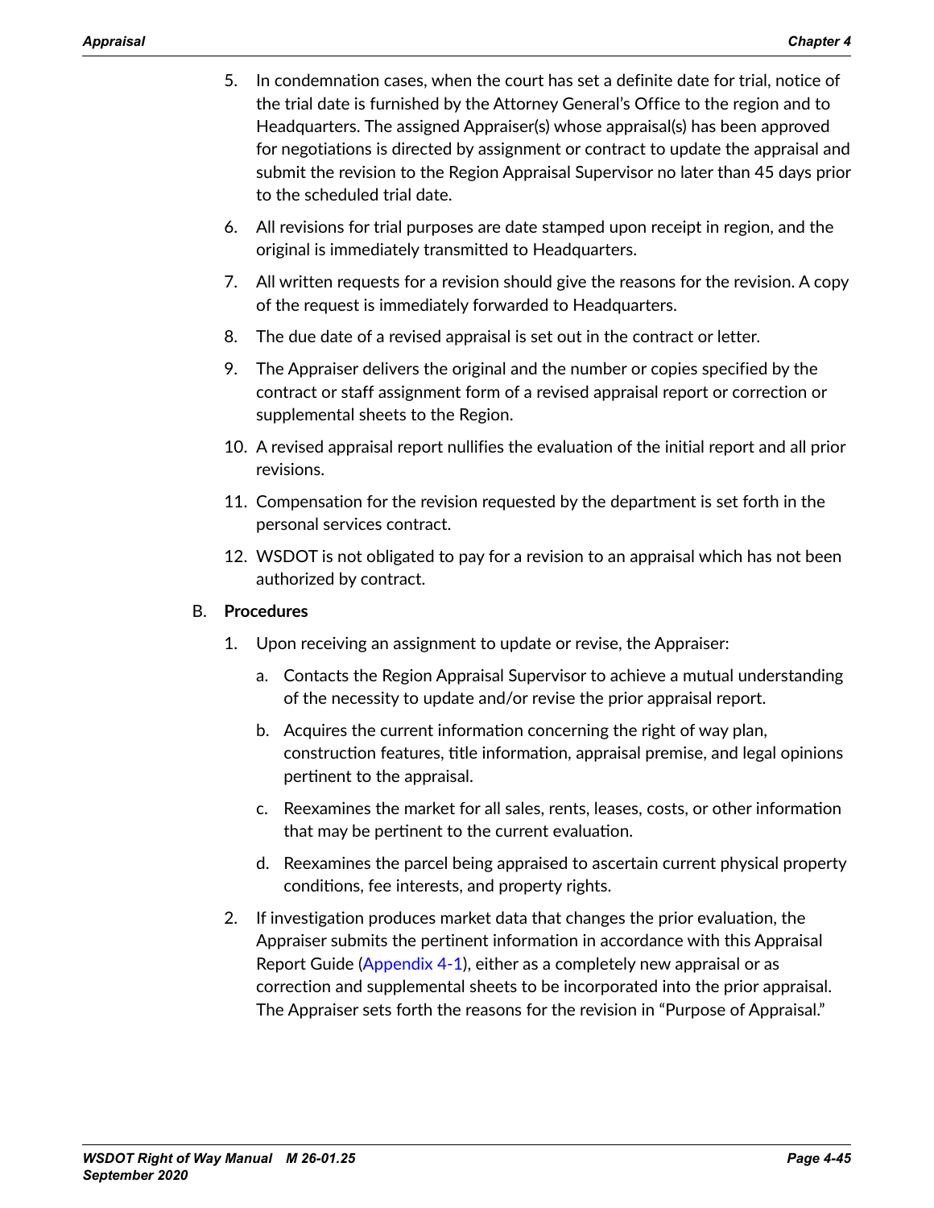5. In condemnation cases, when the court has set a definite date for trial, notice of the trial date is furnished by the Attorney General's Office to the region and to Headquarters. The assigned Appraiser(s) whose appraisal(s) has been approved for negotiations is directed by assignment or contract to update the appraisal and submit the revision to the Region Appraisal Supervisor no later than 45 days prior to the scheduled trial date.

6. All revisions for trial purposes are date stamped upon receipt in region, and the original is immediately transmitted to Headquarters.

7. All written requests for a revision should give the reasons for the revision. A copy of the request is immediately forwarded to Headquarters.

8. The due date of a revised appraisal is set out in the contract or letter.

9. The Appraiser delivers the original and the number or copies specified by the contract or staff assignment form of a revised appraisal report or correction or supplemental sheets to the Region.

10. A revised appraisal report nullifies the evaluation of the initial report and all prior revisions.

11. Compensation for the revision requested by the department is set forth in the personal services contract.

12. WSDOT is not obligated to pay for a revision to an appraisal which has not been authorized by contract.

B. **Procedures**

1. Upon receiving an assignment to update or revise, the Appraiser:

    a. Contacts the Region Appraisal Supervisor to achieve a mutual understanding of the necessity to update and/or revise the prior appraisal report.

    b. Acquires the current information concerning the right of way plan, construction features, title information, appraisal premise, and legal opinions pertinent to the appraisal.

    c. Reexamines the market for all sales, rents, leases, costs, or other information that may be pertinent to the current evaluation.

    d. Reexamines the parcel being appraised to ascertain current physical property conditions, fee interests, and property rights.

2. If investigation produces market data that changes the prior evaluation, the Appraiser submits the pertinent information in accordance with this Appraisal Report Guide (Appendix 4-1), either as a completely new appraisal or as correction and supplemental sheets to be incorporated into the prior appraisal. The Appraiser sets forth the reasons for the revision in "Purpose of Appraisal."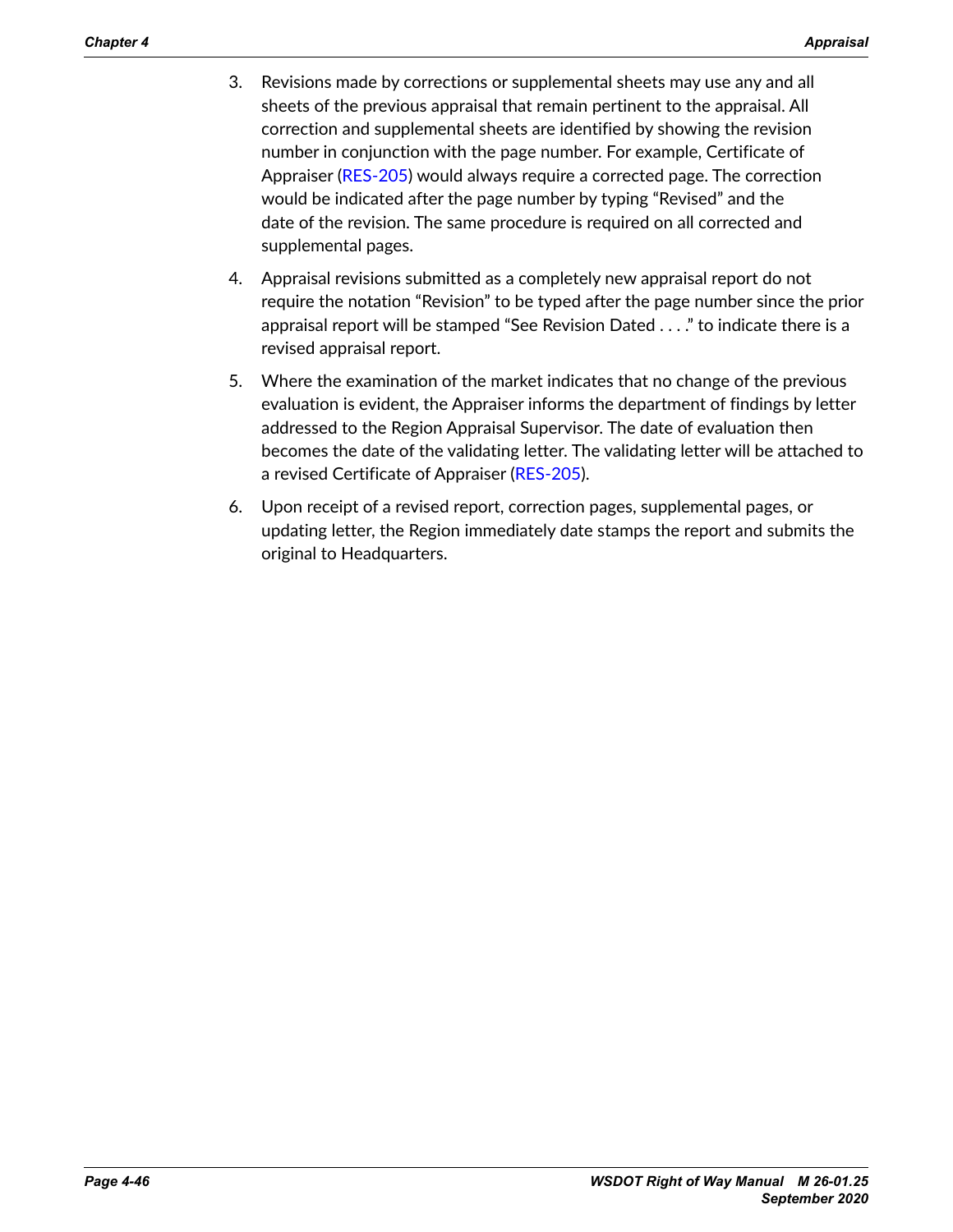3. Revisions made by corrections or supplemental sheets may use any and all sheets of the previous appraisal that remain pertinent to the appraisal. All correction and supplemental sheets are identified by showing the revision number in conjunction with the page number. For example, Certificate of Appraiser (RES-205) would always require a corrected page. The correction would be indicated after the page number by typing "Revised" and the date of the revision. The same procedure is required on all corrected and supplemental pages.
4. Appraisal revisions submitted as a completely new appraisal report do not require the notation "Revision" to be typed after the page number since the prior appraisal report will be stamped "See Revision Dated . . . ." to indicate there is a revised appraisal report.
5. Where the examination of the market indicates that no change of the previous evaluation is evident, the Appraiser informs the department of findings by letter addressed to the Region Appraisal Supervisor. The date of evaluation then becomes the date of the validating letter. The validating letter will be attached to a revised Certificate of Appraiser (RES-205).
6. Upon receipt of a revised report, correction pages, supplemental pages, or updating letter, the Region immediately date stamps the report and submits the original to Headquarters.